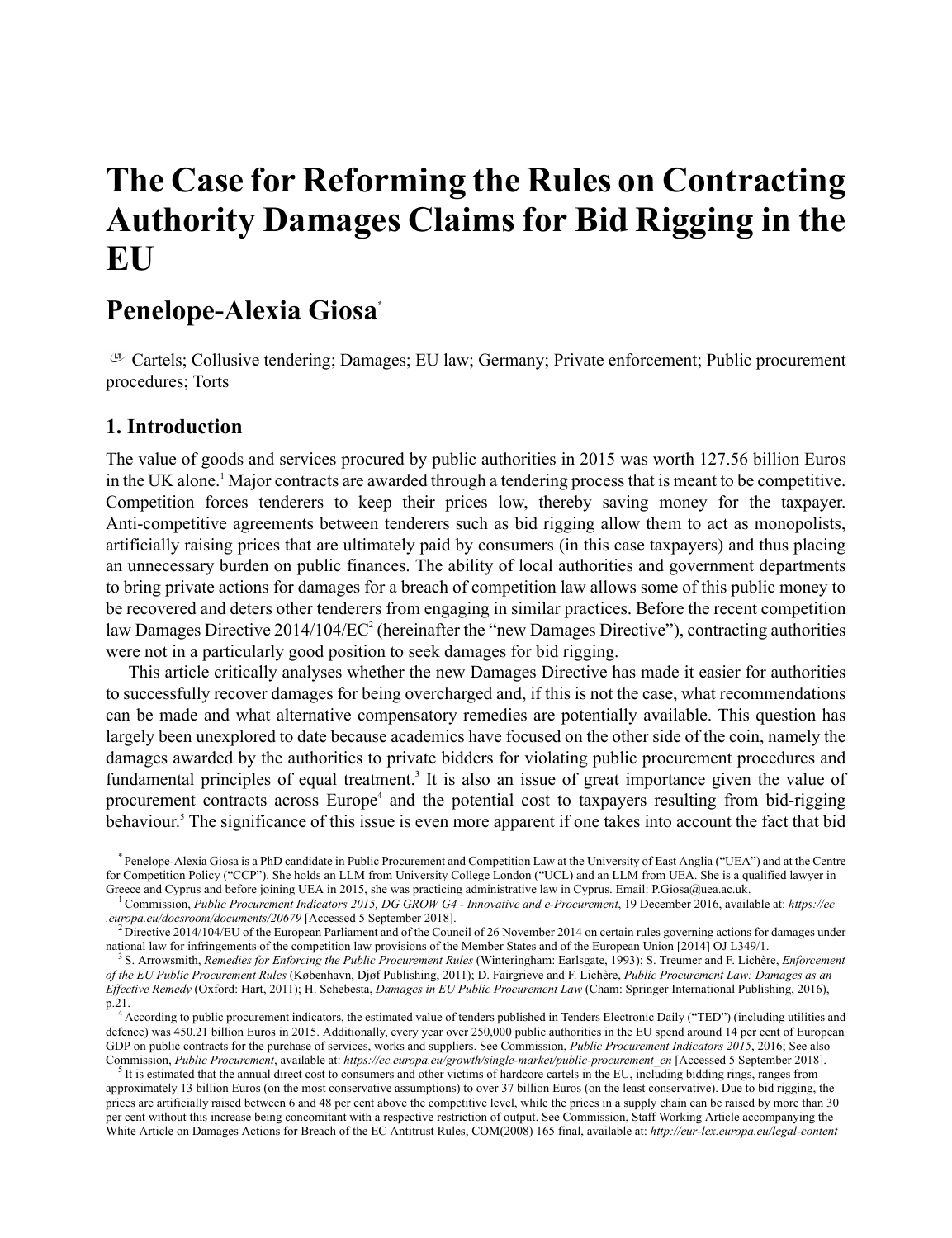# The Case for Reforming the Rules on Contracting Authority Damages Claims for Bid Rigging in the EU

## Penelope-Alexia Giosa[*]

Cartels; Collusive tendering; Damages; EU law; Germany; Private enforcement; Public procurement procedures; Torts

### 1. Introduction

The value of goods and services procured by public authorities in 2015 was worth 127.56 billion Euros in the UK alone.[1] Major contracts are awarded through a tendering process that is meant to be competitive. Competition forces tenderers to keep their prices low, thereby saving money for the taxpayer. Anti-competitive agreements between tenderers such as bid rigging allow them to act as monopolists, artificially raising prices that are ultimately paid by consumers (in this case taxpayers) and thus placing an unnecessary burden on public finances. The ability of local authorities and government departments to bring private actions for damages for a breach of competition law allows some of this public money to be recovered and deters other tenderers from engaging in similar practices. Before the recent competition law Damages Directive 2014/104/EC[2] (hereinafter the "new Damages Directive"), contracting authorities were not in a particularly good position to seek damages for bid rigging.

This article critically analyses whether the new Damages Directive has made it easier for authorities to successfully recover damages for being overcharged and, if this is not the case, what recommendations can be made and what alternative compensatory remedies are potentially available. This question has largely been unexplored to date because academics have focused on the other side of the coin, namely the damages awarded by the authorities to private bidders for violating public procurement procedures and fundamental principles of equal treatment.[3] It is also an issue of great importance given the value of procurement contracts across Europe[4] and the potential cost to taxpayers resulting from bid-rigging behaviour.[5] The significance of this issue is even more apparent if one takes into account the fact that bid

---

[*] Penelope-Alexia Giosa is a PhD candidate in Public Procurement and Competition Law at the University of East Anglia ("UEA") and at the Centre for Competition Policy ("CCP"). She holds an LLM from University College London ("UCL") and an LLM from UEA. She is a qualified lawyer in Greece and Cyprus and before joining UEA in 2015, she was practicing administrative law in Cyprus. Email: P.Giosa@uea.ac.uk.

[1] Commission, *Public Procurement Indicators 2015, DG GROW G4 - Innovative and e-Procurement*, 19 December 2016, available at: *https://ec.europa.eu/docsroom/documents/20679* [Accessed 5 September 2018].

[2] Directive 2014/104/EU of the European Parliament and of the Council of 26 November 2014 on certain rules governing actions for damages under national law for infringements of the competition law provisions of the Member States and of the European Union [2014] OJ L349/1.

[3] S. Arrowsmith, *Remedies for Enforcing the Public Procurement Rules* (Winteringham: Earlsgate, 1993); S. Treumer and F. Lichère, *Enforcement of the EU Public Procurement Rules* (København, Djøf Publishing, 2011); D. Fairgrieve and F. Lichère, *Public Procurement Law: Damages as an Effective Remedy* (Oxford: Hart, 2011); H. Schebesta, *Damages in EU Public Procurement Law* (Cham: Springer International Publishing, 2016), p.21.

[4] According to public procurement indicators, the estimated value of tenders published in Tenders Electronic Daily ("TED") (including utilities and defence) was 450.21 billion Euros in 2015. Additionally, every year over 250,000 public authorities in the EU spend around 14 per cent of European GDP on public contracts for the purchase of services, works and suppliers. See Commission, *Public Procurement Indicators 2015*, 2016; See also Commission, *Public Procurement*, available at: *https://ec.europa.eu/growth/single-market/public-procurement_en* [Accessed 5 September 2018].

[5] It is estimated that the annual direct cost to consumers and other victims of hardcore cartels in the EU, including bidding rings, ranges from approximately 13 billion Euros (on the most conservative assumptions) to over 37 billion Euros (on the least conservative). Due to bid rigging, the prices are artificially raised between 6 and 48 per cent above the competitive level, while the prices in a supply chain can be raised by more than 30 per cent without this increase being concomitant with a respective restriction of output. See Commission, Staff Working Article accompanying the White Article on Damages Actions for Breach of the EC Antitrust Rules, COM(2008) 165 final, available at: *http://eur-lex.europa.eu/legal-content*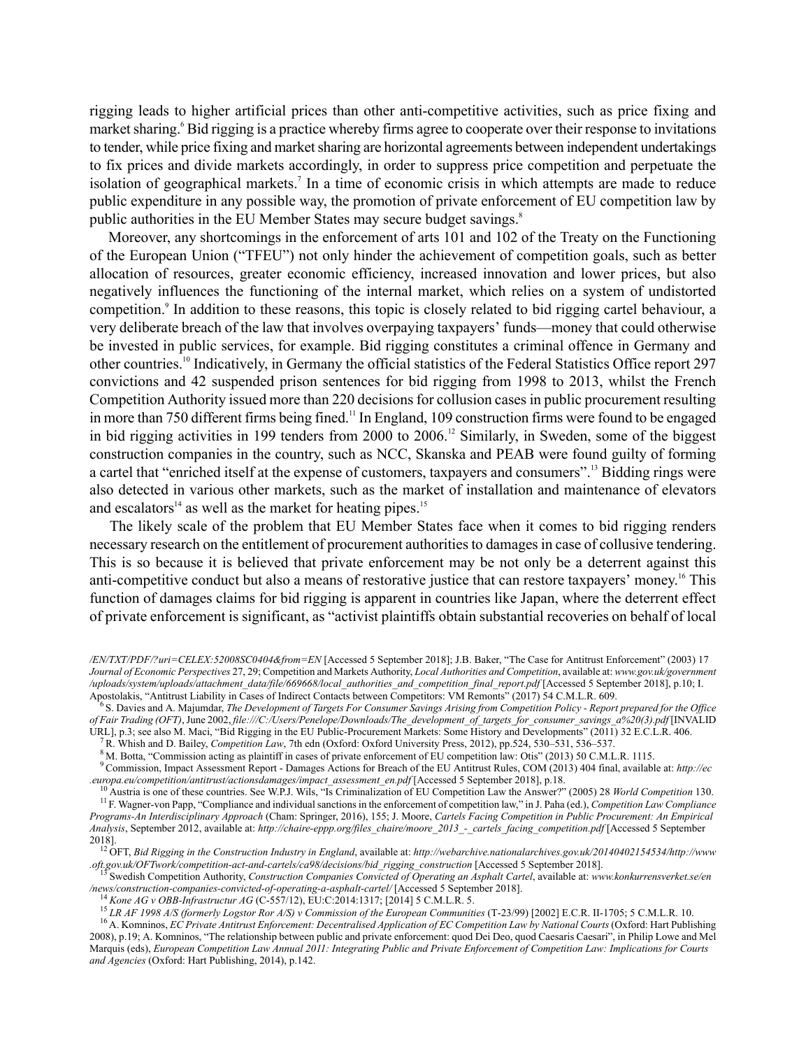rigging leads to higher artificial prices than other anti-competitive activities, such as price fixing and market sharing.[6] Bid rigging is a practice whereby firms agree to cooperate over their response to invitations to tender, while price fixing and market sharing are horizontal agreements between independent undertakings to fix prices and divide markets accordingly, in order to suppress price competition and perpetuate the isolation of geographical markets.[7] In a time of economic crisis in which attempts are made to reduce public expenditure in any possible way, the promotion of private enforcement of EU competition law by public authorities in the EU Member States may secure budget savings.[8]

Moreover, any shortcomings in the enforcement of arts 101 and 102 of the Treaty on the Functioning of the European Union ("TFEU") not only hinder the achievement of competition goals, such as better allocation of resources, greater economic efficiency, increased innovation and lower prices, but also negatively influences the functioning of the internal market, which relies on a system of undistorted competition.[9] In addition to these reasons, this topic is closely related to bid rigging cartel behaviour, a very deliberate breach of the law that involves overpaying taxpayers' funds—money that could otherwise be invested in public services, for example. Bid rigging constitutes a criminal offence in Germany and other countries.[10] Indicatively, in Germany the official statistics of the Federal Statistics Office report 297 convictions and 42 suspended prison sentences for bid rigging from 1998 to 2013, whilst the French Competition Authority issued more than 220 decisions for collusion cases in public procurement resulting in more than 750 different firms being fined.[11] In England, 109 construction firms were found to be engaged in bid rigging activities in 199 tenders from 2000 to 2006.[12] Similarly, in Sweden, some of the biggest construction companies in the country, such as NCC, Skanska and PEAB were found guilty of forming a cartel that "enriched itself at the expense of customers, taxpayers and consumers".[13] Bidding rings were also detected in various other markets, such as the market of installation and maintenance of elevators and escalators[14] as well as the market for heating pipes.[15]

The likely scale of the problem that EU Member States face when it comes to bid rigging renders necessary research on the entitlement of procurement authorities to damages in case of collusive tendering. This is so because it is believed that private enforcement may be not only be a deterrent against this anti-competitive conduct but also a means of restorative justice that can restore taxpayers' money.[16] This function of damages claims for bid rigging is apparent in countries like Japan, where the deterrent effect of private enforcement is significant, as "activist plaintiffs obtain substantial recoveries on behalf of local

---

*/EN/TXT/PDF/?uri=CELEX:52008SC0404&from=EN* [Accessed 5 September 2018]; J.B. Baker, "The Case for Antitrust Enforcement" (2003) 17 *Journal of Economic Perspectives* 27, 29; Competition and Markets Authority, *Local Authorities and Competition*, available at: *www.gov.uk/government/uploads/system/uploads/attachment_data/file/669668/local_authorities_and_competition_final_report.pdf* [Accessed 5 September 2018], p.10; I. Apostolakis, "Antitrust Liability in Cases of Indirect Contacts between Competitors: VM Remonts" (2017) 54 C.M.L.R. 609.

[6] S. Davies and A. Majumdar, *The Development of Targets For Consumer Savings Arising from Competition Policy - Report prepared for the Office of Fair Trading (OFT)*, June 2002, *file:///C:/Users/Penelope/Downloads/The_development_of_targets_for_consumer_savings_a%20(3).pdf* [INVALID URL], p.3; see also M. Maci, "Bid Rigging in the EU Public-Procurement Markets: Some History and Developments" (2011) 32 E.C.L.R. 406.

[7] R. Whish and D. Bailey, *Competition Law*, 7th edn (Oxford: Oxford University Press, 2012), pp.524, 530–531, 536–537.

[8] M. Botta, "Commission acting as plaintiff in cases of private enforcement of EU competition law: Otis" (2013) 50 C.M.L.R. 1115.

[9] Commission, Impact Assessment Report - Damages Actions for Breach of the EU Antitrust Rules, COM (2013) 404 final, available at: *http://ec.europa.eu/competition/antitrust/actionsdamages/impact_assessment_en.pdf* [Accessed 5 September 2018], p.18.

[10] Austria is one of these countries. See W.P.J. Wils, "Is Criminalization of EU Competition Law the Answer?" (2005) 28 *World Competition* 130.

[11] F. Wagner-von Papp, "Compliance and individual sanctions in the enforcement of competition law," in J. Paha (ed.), *Competition Law Compliance Programs-An Interdisciplinary Approach* (Cham: Springer, 2016), 155; J. Moore, *Cartels Facing Competition in Public Procurement: An Empirical Analysis*, September 2012, available at: *http://chaire-eppp.org/files_chaire/moore_2013_-_cartels_facing_competition.pdf* [Accessed 5 September 2018].

[12] OFT, *Bid Rigging in the Construction Industry in England*, available at: *http://webarchive.nationalarchives.gov.uk/20140402154534/http://www.oft.gov.uk/OFTwork/competition-act-and-cartels/ca98/decisions/bid_rigging_construction* [Accessed 5 September 2018].

[13] Swedish Competition Authority, *Construction Companies Convicted of Operating an Asphalt Cartel*, available at: *www.konkurrensverket.se/en/news/construction-companies-convicted-of-operating-a-asphalt-cartel/* [Accessed 5 September 2018].

[14] *Kone AG v OBB-Infrastructur AG* (C-557/12), EU:C:2014:1317; [2014] 5 C.M.L.R. 5.

[15] *LR AF 1998 A/S (formerly Logstor Ror A/S) v Commission of the European Communities* (T-23/99) [2002] E.C.R. II-1705; 5 C.M.L.R. 10.

[16] A. Komninos, *EC Private Antitrust Enforcement: Decentralised Application of EC Competition Law by National Courts* (Oxford: Hart Publishing 2008), p.19; A. Komninos, "The relationship between public and private enforcement: quod Dei Deo, quod Caesaris Caesari", in Philip Lowe and Mel Marquis (eds), *European Competition Law Annual 2011: Integrating Public and Private Enforcement of Competition Law: Implications for Courts and Agencies* (Oxford: Hart Publishing, 2014), p.142.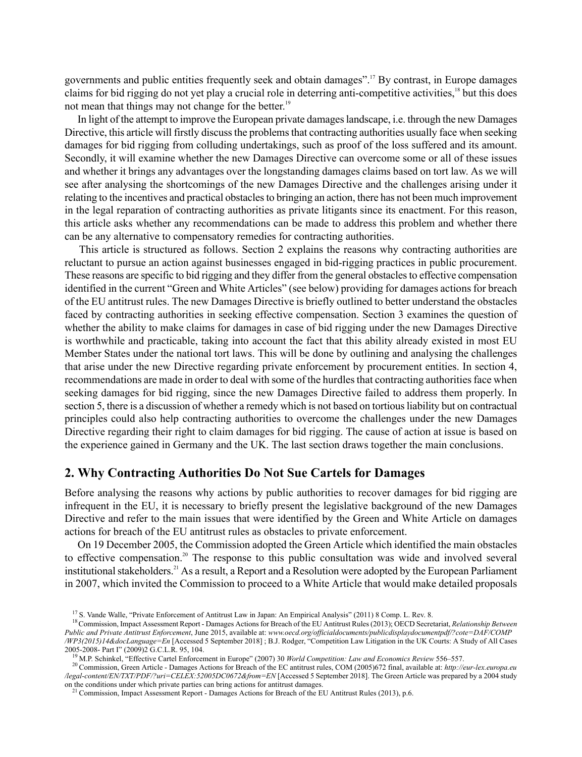governments and public entities frequently seek and obtain damages".[17] By contrast, in Europe damages claims for bid rigging do not yet play a crucial role in deterring anti-competitive activities,[18] but this does not mean that things may not change for the better.[19]

In light of the attempt to improve the European private damages landscape, i.e. through the new Damages Directive, this article will firstly discuss the problems that contracting authorities usually face when seeking damages for bid rigging from colluding undertakings, such as proof of the loss suffered and its amount. Secondly, it will examine whether the new Damages Directive can overcome some or all of these issues and whether it brings any advantages over the longstanding damages claims based on tort law. As we will see after analysing the shortcomings of the new Damages Directive and the challenges arising under it relating to the incentives and practical obstacles to bringing an action, there has not been much improvement in the legal reparation of contracting authorities as private litigants since its enactment. For this reason, this article asks whether any recommendations can be made to address this problem and whether there can be any alternative to compensatory remedies for contracting authorities.

This article is structured as follows. Section 2 explains the reasons why contracting authorities are reluctant to pursue an action against businesses engaged in bid-rigging practices in public procurement. These reasons are specific to bid rigging and they differ from the general obstacles to effective compensation identified in the current "Green and White Articles" (see below) providing for damages actions for breach of the EU antitrust rules. The new Damages Directive is briefly outlined to better understand the obstacles faced by contracting authorities in seeking effective compensation. Section 3 examines the question of whether the ability to make claims for damages in case of bid rigging under the new Damages Directive is worthwhile and practicable, taking into account the fact that this ability already existed in most EU Member States under the national tort laws. This will be done by outlining and analysing the challenges that arise under the new Directive regarding private enforcement by procurement entities. In section 4, recommendations are made in order to deal with some of the hurdles that contracting authorities face when seeking damages for bid rigging, since the new Damages Directive failed to address them properly. In section 5, there is a discussion of whether a remedy which is not based on tortious liability but on contractual principles could also help contracting authorities to overcome the challenges under the new Damages Directive regarding their right to claim damages for bid rigging. The cause of action at issue is based on the experience gained in Germany and the UK. The last section draws together the main conclusions.

## 2. Why Contracting Authorities Do Not Sue Cartels for Damages

Before analysing the reasons why actions by public authorities to recover damages for bid rigging are infrequent in the EU, it is necessary to briefly present the legislative background of the new Damages Directive and refer to the main issues that were identified by the Green and White Article on damages actions for breach of the EU antitrust rules as obstacles to private enforcement.

On 19 December 2005, the Commission adopted the Green Article which identified the main obstacles to effective compensation.[20] The response to this public consultation was wide and involved several institutional stakeholders.[21] As a result, a Report and a Resolution were adopted by the European Parliament in 2007, which invited the Commission to proceed to a White Article that would make detailed proposals

---

[17] S. Vande Walle, "Private Enforcement of Antitrust Law in Japan: An Empirical Analysis" (2011) 8 Comp. L. Rev. 8.

[18] Commission, Impact Assessment Report - Damages Actions for Breach of the EU Antitrust Rules (2013); OECD Secretariat, *Relationship Between Public and Private Antitrust Enforcement*, June 2015, available at: *www.oecd.org/officialdocuments/publicdisplaydocumentpdf/?cote=DAF/COMP/WP3(2015)14&docLanguage=En* [Accessed 5 September 2018] ; B.J. Rodger, "Competition Law Litigation in the UK Courts: A Study of All Cases 2005-2008- Part I" (2009)2 G.C.L.R. 95, 104.

[19] M.P. Schinkel, "Effective Cartel Enforcement in Europe" (2007) 30 *World Competition: Law and Economics Review* 556–557.

[20] Commission, Green Article - Damages Actions for Breach of the EC antitrust rules, COM (2005)672 final, available at: *http://eur-lex.europa.eu/legal-content/EN/TXT/PDF/?uri=CELEX:52005DC0672&from=EN* [Accessed 5 September 2018]. The Green Article was prepared by a 2004 study on the conditions under which private parties can bring actions for antitrust damages.

[21] Commission, Impact Assessment Report - Damages Actions for Breach of the EU Antitrust Rules (2013), p.6.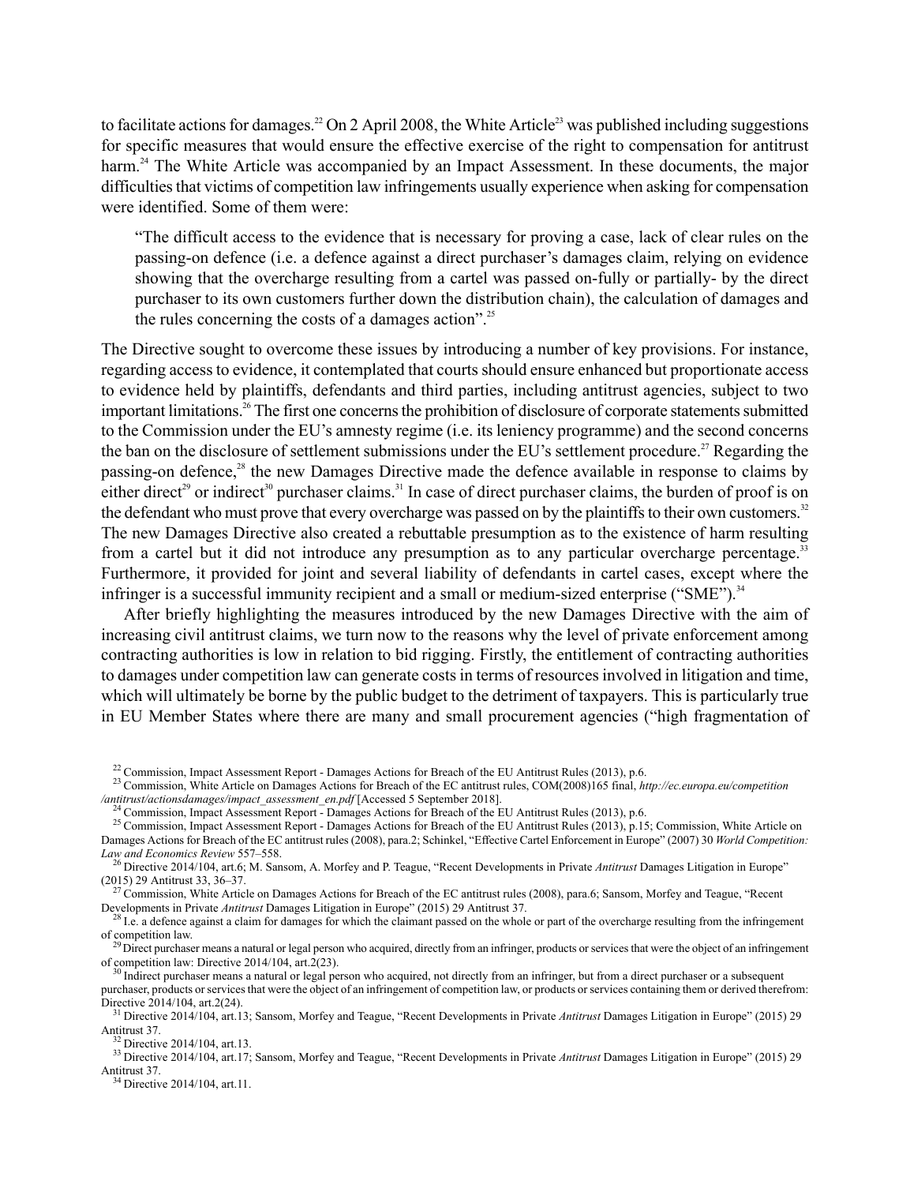to facilitate actions for damages.[22] On 2 April 2008, the White Article[23] was published including suggestions for specific measures that would ensure the effective exercise of the right to compensation for antitrust harm.[24] The White Article was accompanied by an Impact Assessment. In these documents, the major difficulties that victims of competition law infringements usually experience when asking for compensation were identified. Some of them were:

> "The difficult access to the evidence that is necessary for proving a case, lack of clear rules on the passing-on defence (i.e. a defence against a direct purchaser's damages claim, relying on evidence showing that the overcharge resulting from a cartel was passed on-fully or partially- by the direct purchaser to its own customers further down the distribution chain), the calculation of damages and the rules concerning the costs of a damages action".[25]

The Directive sought to overcome these issues by introducing a number of key provisions. For instance, regarding access to evidence, it contemplated that courts should ensure enhanced but proportionate access to evidence held by plaintiffs, defendants and third parties, including antitrust agencies, subject to two important limitations.[26] The first one concerns the prohibition of disclosure of corporate statements submitted to the Commission under the EU's amnesty regime (i.e. its leniency programme) and the second concerns the ban on the disclosure of settlement submissions under the EU's settlement procedure.[27] Regarding the passing-on defence,[28] the new Damages Directive made the defence available in response to claims by either direct[29] or indirect[30] purchaser claims.[31] In case of direct purchaser claims, the burden of proof is on the defendant who must prove that every overcharge was passed on by the plaintiffs to their own customers.[32] The new Damages Directive also created a rebuttable presumption as to the existence of harm resulting from a cartel but it did not introduce any presumption as to any particular overcharge percentage.[33] Furthermore, it provided for joint and several liability of defendants in cartel cases, except where the infringer is a successful immunity recipient and a small or medium-sized enterprise ("SME").[34]

After briefly highlighting the measures introduced by the new Damages Directive with the aim of increasing civil antitrust claims, we turn now to the reasons why the level of private enforcement among contracting authorities is low in relation to bid rigging. Firstly, the entitlement of contracting authorities to damages under competition law can generate costs in terms of resources involved in litigation and time, which will ultimately be borne by the public budget to the detriment of taxpayers. This is particularly true in EU Member States where there are many and small procurement agencies ("high fragmentation of

[22] Commission, Impact Assessment Report - Damages Actions for Breach of the EU Antitrust Rules (2013), p.6.

[23] Commission, White Article on Damages Actions for Breach of the EC antitrust rules, COM(2008)165 final, *http://ec.europa.eu/competition/antitrust/actionsdamages/impact_assessment_en.pdf* [Accessed 5 September 2018].

[24] Commission, Impact Assessment Report - Damages Actions for Breach of the EU Antitrust Rules (2013), p.6.

[25] Commission, Impact Assessment Report - Damages Actions for Breach of the EU Antitrust Rules (2013), p.15; Commission, White Article on Damages Actions for Breach of the EC antitrust rules (2008), para.2; Schinkel, "Effective Cartel Enforcement in Europe" (2007) 30 *World Competition: Law and Economics Review* 557–558.

[26] Directive 2014/104, art.6; M. Sansom, A. Morfey and P. Teague, "Recent Developments in Private *Antitrust* Damages Litigation in Europe" (2015) 29 Antitrust 33, 36–37.

[27] Commission, White Article on Damages Actions for Breach of the EC antitrust rules (2008), para.6; Sansom, Morfey and Teague, "Recent Developments in Private *Antitrust* Damages Litigation in Europe" (2015) 29 Antitrust 37.

[28] I.e. a defence against a claim for damages for which the claimant passed on the whole or part of the overcharge resulting from the infringement of competition law.

[29] Direct purchaser means a natural or legal person who acquired, directly from an infringer, products or services that were the object of an infringement of competition law: Directive 2014/104, art.2(23).

[30] Indirect purchaser means a natural or legal person who acquired, not directly from an infringer, but from a direct purchaser or a subsequent purchaser, products or services that were the object of an infringement of competition law, or products or services containing them or derived therefrom: Directive 2014/104, art.2(24).

[31] Directive 2014/104, art.13; Sansom, Morfey and Teague, "Recent Developments in Private *Antitrust* Damages Litigation in Europe" (2015) 29 Antitrust 37.

[32] Directive 2014/104, art.13.

[33] Directive 2014/104, art.17; Sansom, Morfey and Teague, "Recent Developments in Private *Antitrust* Damages Litigation in Europe" (2015) 29 Antitrust 37.

[34] Directive 2014/104, art.11.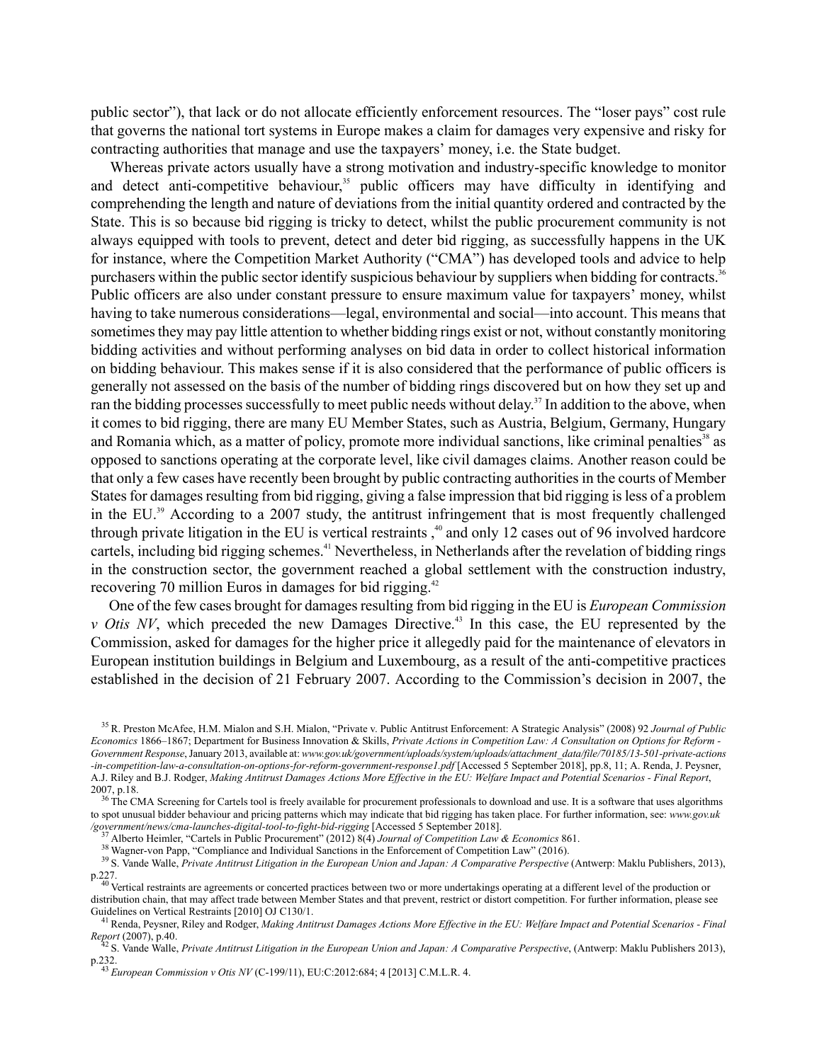public sector"), that lack or do not allocate efficiently enforcement resources. The "loser pays" cost rule that governs the national tort systems in Europe makes a claim for damages very expensive and risky for contracting authorities that manage and use the taxpayers' money, i.e. the State budget.

Whereas private actors usually have a strong motivation and industry-specific knowledge to monitor and detect anti-competitive behaviour,[35] public officers may have difficulty in identifying and comprehending the length and nature of deviations from the initial quantity ordered and contracted by the State. This is so because bid rigging is tricky to detect, whilst the public procurement community is not always equipped with tools to prevent, detect and deter bid rigging, as successfully happens in the UK for instance, where the Competition Market Authority ("CMA") has developed tools and advice to help purchasers within the public sector identify suspicious behaviour by suppliers when bidding for contracts.[36] Public officers are also under constant pressure to ensure maximum value for taxpayers' money, whilst having to take numerous considerations—legal, environmental and social—into account. This means that sometimes they may pay little attention to whether bidding rings exist or not, without constantly monitoring bidding activities and without performing analyses on bid data in order to collect historical information on bidding behaviour. This makes sense if it is also considered that the performance of public officers is generally not assessed on the basis of the number of bidding rings discovered but on how they set up and ran the bidding processes successfully to meet public needs without delay.[37] In addition to the above, when it comes to bid rigging, there are many EU Member States, such as Austria, Belgium, Germany, Hungary and Romania which, as a matter of policy, promote more individual sanctions, like criminal penalties[38] as opposed to sanctions operating at the corporate level, like civil damages claims. Another reason could be that only a few cases have recently been brought by public contracting authorities in the courts of Member States for damages resulting from bid rigging, giving a false impression that bid rigging is less of a problem in the EU.[39] According to a 2007 study, the antitrust infringement that is most frequently challenged through private litigation in the EU is vertical restraints ,[40] and only 12 cases out of 96 involved hardcore cartels, including bid rigging schemes.[41] Nevertheless, in Netherlands after the revelation of bidding rings in the construction sector, the government reached a global settlement with the construction industry, recovering 70 million Euros in damages for bid rigging.[42]

One of the few cases brought for damages resulting from bid rigging in the EU is *European Commission v Otis NV*, which preceded the new Damages Directive.[43] In this case, the EU represented by the Commission, asked for damages for the higher price it allegedly paid for the maintenance of elevators in European institution buildings in Belgium and Luxembourg, as a result of the anti-competitive practices established in the decision of 21 February 2007. According to the Commission's decision in 2007, the

[35] R. Preston McAfee, H.M. Mialon and S.H. Mialon, "Private v. Public Antitrust Enforcement: A Strategic Analysis" (2008) 92 *Journal of Public Economics* 1866–1867; Department for Business Innovation & Skills, *Private Actions in Competition Law: A Consultation on Options for Reform - Government Response*, January 2013, available at: *www.gov.uk/government/uploads/system/uploads/attachment_data/file/70185/13-501-private-actions-in-competition-law-a-consultation-on-options-for-reform-government-response1.pdf* [Accessed 5 September 2018], pp.8, 11; A. Renda, J. Peysner, A.J. Riley and B.J. Rodger, *Making Antitrust Damages Actions More Effective in the EU: Welfare Impact and Potential Scenarios - Final Report*, 2007, p.18.

[36] The CMA Screening for Cartels tool is freely available for procurement professionals to download and use. It is a software that uses algorithms to spot unusual bidder behaviour and pricing patterns which may indicate that bid rigging has taken place. For further information, see: *www.gov.uk/government/news/cma-launches-digital-tool-to-fight-bid-rigging* [Accessed 5 September 2018].

[37] Alberto Heimler, "Cartels in Public Procurement" (2012) 8(4) *Journal of Competition Law & Economics* 861.

[38] Wagner-von Papp, "Compliance and Individual Sanctions in the Enforcement of Competition Law" (2016).

[39] S. Vande Walle, *Private Antitrust Litigation in the European Union and Japan: A Comparative Perspective* (Antwerp: Maklu Publishers, 2013), p.227.

[40] Vertical restraints are agreements or concerted practices between two or more undertakings operating at a different level of the production or distribution chain, that may affect trade between Member States and that prevent, restrict or distort competition. For further information, please see Guidelines on Vertical Restraints [2010] OJ C130/1.

[41] Renda, Peysner, Riley and Rodger, *Making Antitrust Damages Actions More Effective in the EU: Welfare Impact and Potential Scenarios - Final Report* (2007), p.40.

[42] S. Vande Walle, *Private Antitrust Litigation in the European Union and Japan: A Comparative Perspective*, (Antwerp: Maklu Publishers 2013), p.232.

[43] *European Commission v Otis NV* (C-199/11), EU:C:2012:684; 4 [2013] C.M.L.R. 4.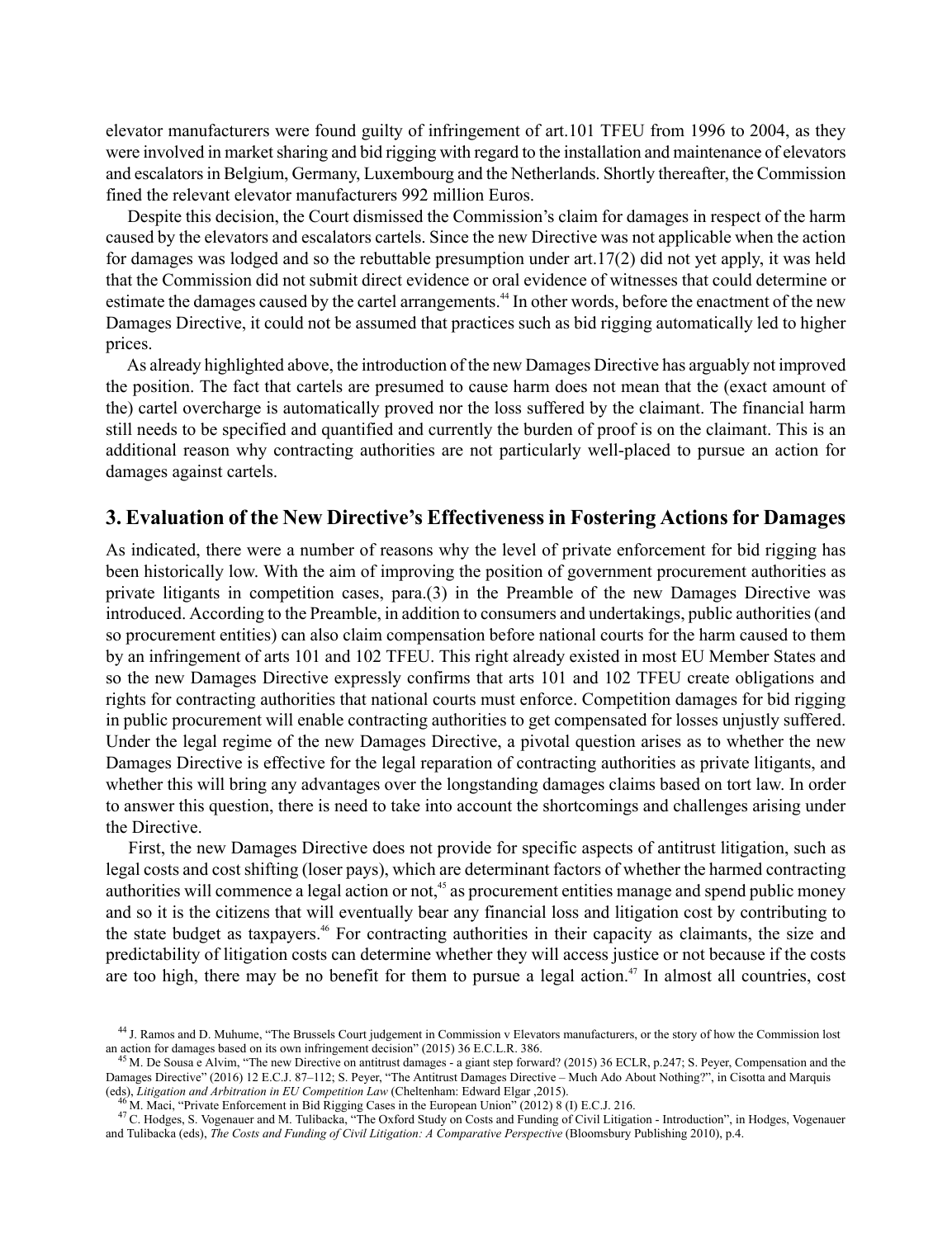elevator manufacturers were found guilty of infringement of art.101 TFEU from 1996 to 2004, as they were involved in market sharing and bid rigging with regard to the installation and maintenance of elevators and escalators in Belgium, Germany, Luxembourg and the Netherlands. Shortly thereafter, the Commission fined the relevant elevator manufacturers 992 million Euros.

Despite this decision, the Court dismissed the Commission's claim for damages in respect of the harm caused by the elevators and escalators cartels. Since the new Directive was not applicable when the action for damages was lodged and so the rebuttable presumption under art.17(2) did not yet apply, it was held that the Commission did not submit direct evidence or oral evidence of witnesses that could determine or estimate the damages caused by the cartel arrangements.[44] In other words, before the enactment of the new Damages Directive, it could not be assumed that practices such as bid rigging automatically led to higher prices.

As already highlighted above, the introduction of the new Damages Directive has arguably not improved the position. The fact that cartels are presumed to cause harm does not mean that the (exact amount of the) cartel overcharge is automatically proved nor the loss suffered by the claimant. The financial harm still needs to be specified and quantified and currently the burden of proof is on the claimant. This is an additional reason why contracting authorities are not particularly well-placed to pursue an action for damages against cartels.

## 3. Evaluation of the New Directive's Effectiveness in Fostering Actions for Damages

As indicated, there were a number of reasons why the level of private enforcement for bid rigging has been historically low. With the aim of improving the position of government procurement authorities as private litigants in competition cases, para.(3) in the Preamble of the new Damages Directive was introduced. According to the Preamble, in addition to consumers and undertakings, public authorities (and so procurement entities) can also claim compensation before national courts for the harm caused to them by an infringement of arts 101 and 102 TFEU. This right already existed in most EU Member States and so the new Damages Directive expressly confirms that arts 101 and 102 TFEU create obligations and rights for contracting authorities that national courts must enforce. Competition damages for bid rigging in public procurement will enable contracting authorities to get compensated for losses unjustly suffered. Under the legal regime of the new Damages Directive, a pivotal question arises as to whether the new Damages Directive is effective for the legal reparation of contracting authorities as private litigants, and whether this will bring any advantages over the longstanding damages claims based on tort law. In order to answer this question, there is need to take into account the shortcomings and challenges arising under the Directive.

First, the new Damages Directive does not provide for specific aspects of antitrust litigation, such as legal costs and cost shifting (loser pays), which are determinant factors of whether the harmed contracting authorities will commence a legal action or not,[45] as procurement entities manage and spend public money and so it is the citizens that will eventually bear any financial loss and litigation cost by contributing to the state budget as taxpayers.[46] For contracting authorities in their capacity as claimants, the size and predictability of litigation costs can determine whether they will access justice or not because if the costs are too high, there may be no benefit for them to pursue a legal action.[47] In almost all countries, cost

[44] J. Ramos and D. Muhume, "The Brussels Court judgement in Commission v Elevators manufacturers, or the story of how the Commission lost an action for damages based on its own infringement decision" (2015) 36 E.C.L.R. 386.

[45] M. De Sousa e Alvim, "The new Directive on antitrust damages - a giant step forward? (2015) 36 ECLR, p.247; S. Peyer, Compensation and the Damages Directive" (2016) 12 E.C.J. 87–112; S. Peyer, "The Antitrust Damages Directive – Much Ado About Nothing?", in Cisotta and Marquis (eds), *Litigation and Arbitration in EU Competition Law* (Cheltenham: Edward Elgar ,2015).

[46] M. Maci, "Private Enforcement in Bid Rigging Cases in the European Union" (2012) 8 (I) E.C.J. 216.

[47] C. Hodges, S. Vogenauer and M. Tulibacka, "The Oxford Study on Costs and Funding of Civil Litigation - Introduction", in Hodges, Vogenauer and Tulibacka (eds), *The Costs and Funding of Civil Litigation: A Comparative Perspective* (Bloomsbury Publishing 2010), p.4.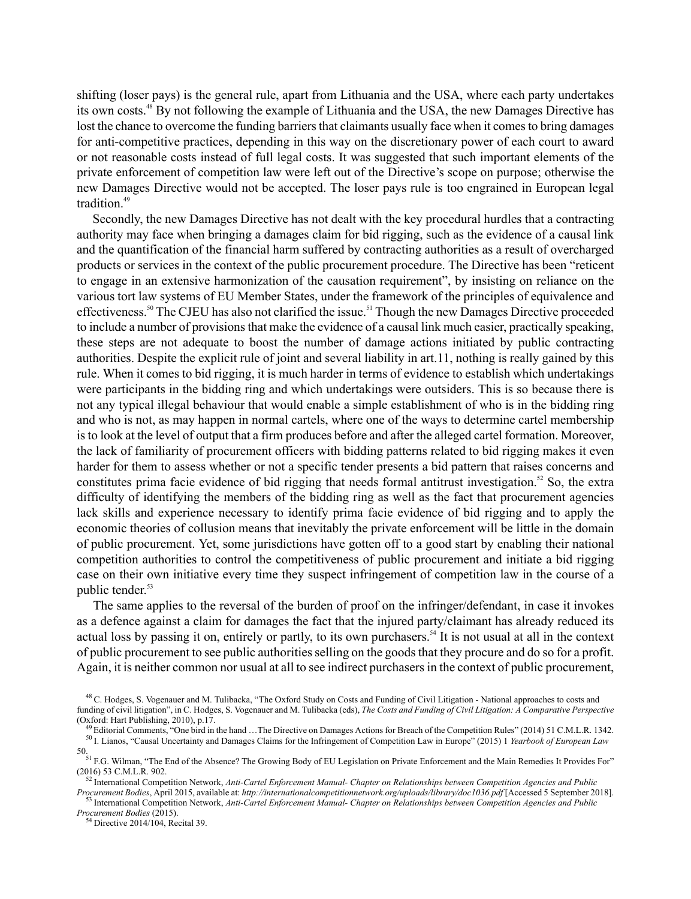shifting (loser pays) is the general rule, apart from Lithuania and the USA, where each party undertakes its own costs.[48] By not following the example of Lithuania and the USA, the new Damages Directive has lost the chance to overcome the funding barriers that claimants usually face when it comes to bring damages for anti-competitive practices, depending in this way on the discretionary power of each court to award or not reasonable costs instead of full legal costs. It was suggested that such important elements of the private enforcement of competition law were left out of the Directive's scope on purpose; otherwise the new Damages Directive would not be accepted. The loser pays rule is too engrained in European legal tradition.[49]

Secondly, the new Damages Directive has not dealt with the key procedural hurdles that a contracting authority may face when bringing a damages claim for bid rigging, such as the evidence of a causal link and the quantification of the financial harm suffered by contracting authorities as a result of overcharged products or services in the context of the public procurement procedure. The Directive has been "reticent to engage in an extensive harmonization of the causation requirement", by insisting on reliance on the various tort law systems of EU Member States, under the framework of the principles of equivalence and effectiveness.[50] The CJEU has also not clarified the issue.[51] Though the new Damages Directive proceeded to include a number of provisions that make the evidence of a causal link much easier, practically speaking, these steps are not adequate to boost the number of damage actions initiated by public contracting authorities. Despite the explicit rule of joint and several liability in art.11, nothing is really gained by this rule. When it comes to bid rigging, it is much harder in terms of evidence to establish which undertakings were participants in the bidding ring and which undertakings were outsiders. This is so because there is not any typical illegal behaviour that would enable a simple establishment of who is in the bidding ring and who is not, as may happen in normal cartels, where one of the ways to determine cartel membership is to look at the level of output that a firm produces before and after the alleged cartel formation. Moreover, the lack of familiarity of procurement officers with bidding patterns related to bid rigging makes it even harder for them to assess whether or not a specific tender presents a bid pattern that raises concerns and constitutes prima facie evidence of bid rigging that needs formal antitrust investigation.[52] So, the extra difficulty of identifying the members of the bidding ring as well as the fact that procurement agencies lack skills and experience necessary to identify prima facie evidence of bid rigging and to apply the economic theories of collusion means that inevitably the private enforcement will be little in the domain of public procurement. Yet, some jurisdictions have gotten off to a good start by enabling their national competition authorities to control the competitiveness of public procurement and initiate a bid rigging case on their own initiative every time they suspect infringement of competition law in the course of a public tender.[53]

The same applies to the reversal of the burden of proof on the infringer/defendant, in case it invokes as a defence against a claim for damages the fact that the injured party/claimant has already reduced its actual loss by passing it on, entirely or partly, to its own purchasers.[54] It is not usual at all in the context of public procurement to see public authorities selling on the goods that they procure and do so for a profit. Again, it is neither common nor usual at all to see indirect purchasers in the context of public procurement,

[48] C. Hodges, S. Vogenauer and M. Tulibacka, "The Oxford Study on Costs and Funding of Civil Litigation - National approaches to costs and funding of civil litigation", in C. Hodges, S. Vogenauer and M. Tulibacka (eds), *The Costs and Funding of Civil Litigation: A Comparative Perspective* (Oxford: Hart Publishing, 2010), p.17.

[49] Editorial Comments, "One bird in the hand …The Directive on Damages Actions for Breach of the Competition Rules" (2014) 51 C.M.L.R. 1342.

[50] I. Lianos, "Causal Uncertainty and Damages Claims for the Infringement of Competition Law in Europe" (2015) 1 *Yearbook of European Law* 50.

[51] F.G. Wilman, "The End of the Absence? The Growing Body of EU Legislation on Private Enforcement and the Main Remedies It Provides For" (2016) 53 C.M.L.R. 902.

[52] International Competition Network, *Anti-Cartel Enforcement Manual- Chapter on Relationships between Competition Agencies and Public Procurement Bodies*, April 2015, available at: *http://internationalcompetitionnetwork.org/uploads/library/doc1036.pdf* [Accessed 5 September 2018].

[53] International Competition Network, *Anti-Cartel Enforcement Manual- Chapter on Relationships between Competition Agencies and Public Procurement Bodies* (2015).

[54] Directive 2014/104, Recital 39.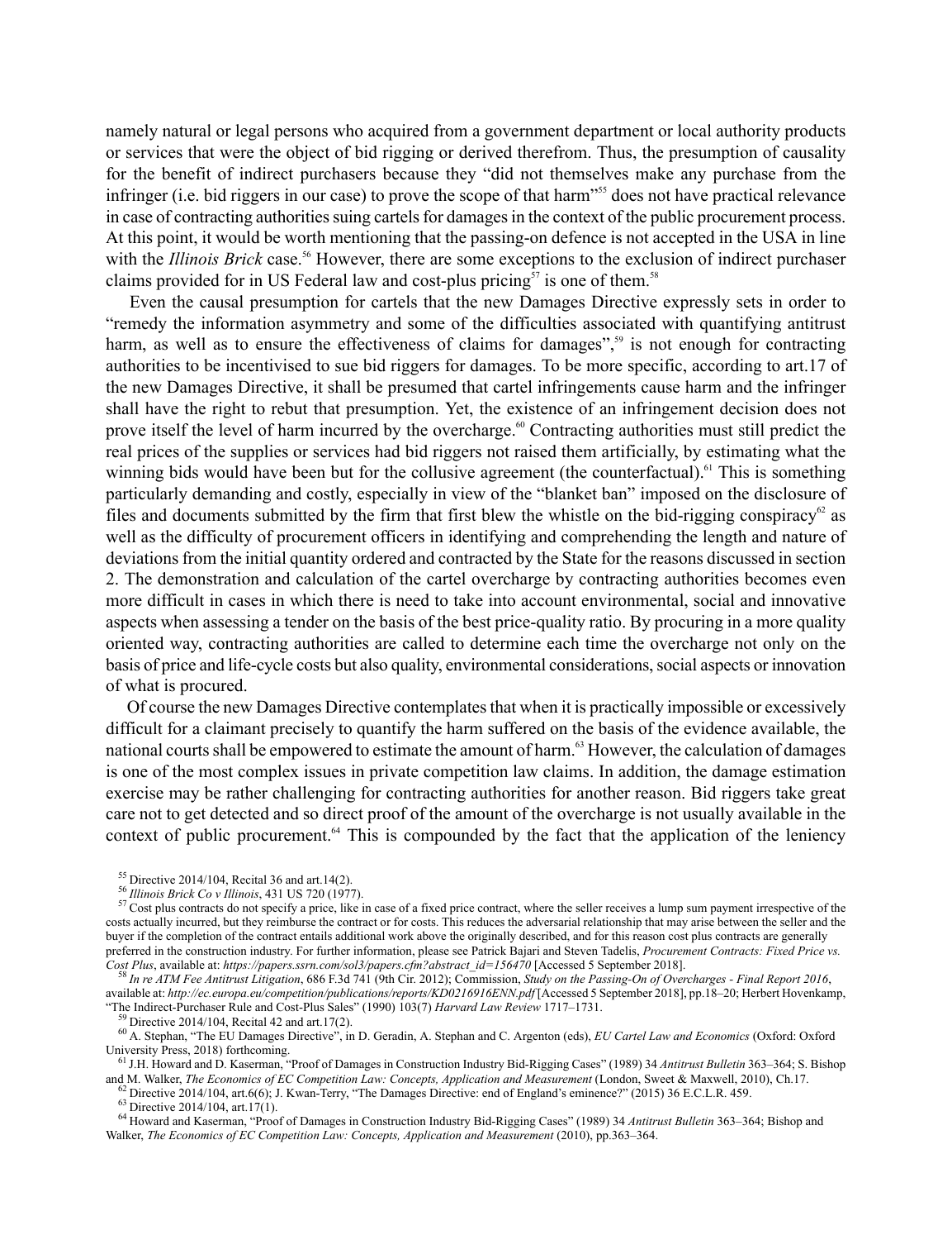namely natural or legal persons who acquired from a government department or local authority products or services that were the object of bid rigging or derived therefrom. Thus, the presumption of causality for the benefit of indirect purchasers because they "did not themselves make any purchase from the infringer (i.e. bid riggers in our case) to prove the scope of that harm"[55] does not have practical relevance in case of contracting authorities suing cartels for damages in the context of the public procurement process. At this point, it would be worth mentioning that the passing-on defence is not accepted in the USA in line with the *Illinois Brick* case.[56] However, there are some exceptions to the exclusion of indirect purchaser claims provided for in US Federal law and cost-plus pricing[57] is one of them.[58]

Even the causal presumption for cartels that the new Damages Directive expressly sets in order to "remedy the information asymmetry and some of the difficulties associated with quantifying antitrust harm, as well as to ensure the effectiveness of claims for damages",[59] is not enough for contracting authorities to be incentivised to sue bid riggers for damages. To be more specific, according to art.17 of the new Damages Directive, it shall be presumed that cartel infringements cause harm and the infringer shall have the right to rebut that presumption. Yet, the existence of an infringement decision does not prove itself the level of harm incurred by the overcharge.[60] Contracting authorities must still predict the real prices of the supplies or services had bid riggers not raised them artificially, by estimating what the winning bids would have been but for the collusive agreement (the counterfactual).[61] This is something particularly demanding and costly, especially in view of the "blanket ban" imposed on the disclosure of files and documents submitted by the firm that first blew the whistle on the bid-rigging conspiracy[62] as well as the difficulty of procurement officers in identifying and comprehending the length and nature of deviations from the initial quantity ordered and contracted by the State for the reasons discussed in section 2. The demonstration and calculation of the cartel overcharge by contracting authorities becomes even more difficult in cases in which there is need to take into account environmental, social and innovative aspects when assessing a tender on the basis of the best price-quality ratio. By procuring in a more quality oriented way, contracting authorities are called to determine each time the overcharge not only on the basis of price and life-cycle costs but also quality, environmental considerations, social aspects or innovation of what is procured.

Of course the new Damages Directive contemplates that when it is practically impossible or excessively difficult for a claimant precisely to quantify the harm suffered on the basis of the evidence available, the national courts shall be empowered to estimate the amount of harm.[63] However, the calculation of damages is one of the most complex issues in private competition law claims. In addition, the damage estimation exercise may be rather challenging for contracting authorities for another reason. Bid riggers take great care not to get detected and so direct proof of the amount of the overcharge is not usually available in the context of public procurement.[64] This is compounded by the fact that the application of the leniency

[55] Directive 2014/104, Recital 36 and art.14(2).

[56] *Illinois Brick Co v Illinois*, 431 US 720 (1977).

[57] Cost plus contracts do not specify a price, like in case of a fixed price contract, where the seller receives a lump sum payment irrespective of the costs actually incurred, but they reimburse the contract or for costs. This reduces the adversarial relationship that may arise between the seller and the buyer if the completion of the contract entails additional work above the originally described, and for this reason cost plus contracts are generally preferred in the construction industry. For further information, please see Patrick Bajari and Steven Tadelis, *Procurement Contracts: Fixed Price vs. Cost Plus*, available at: *https://papers.ssrn.com/sol3/papers.cfm?abstract_id=156470* [Accessed 5 September 2018].

[58] *In re ATM Fee Antitrust Litigation*, 686 F.3d 741 (9th Cir. 2012); Commission, *Study on the Passing-On of Overcharges - Final Report 2016*, available at: *http://ec.europa.eu/competition/publications/reports/KD0216916ENN.pdf* [Accessed 5 September 2018], pp.18–20; Herbert Hovenkamp, "The Indirect-Purchaser Rule and Cost-Plus Sales" (1990) 103(7) *Harvard Law Review* 1717–1731.

[59] Directive 2014/104, Recital 42 and art.17(2).

[60] A. Stephan, "The EU Damages Directive", in D. Geradin, A. Stephan and C. Argenton (eds), *EU Cartel Law and Economics* (Oxford: Oxford University Press, 2018) forthcoming.

[61] J.H. Howard and D. Kaserman, "Proof of Damages in Construction Industry Bid-Rigging Cases" (1989) 34 *Antitrust Bulletin* 363–364; S. Bishop and M. Walker, *The Economics of EC Competition Law: Concepts, Application and Measurement* (London, Sweet & Maxwell, 2010), Ch.17.

[62] Directive 2014/104, art.6(6); J. Kwan-Terry, "The Damages Directive: end of England's eminence?" (2015) 36 E.C.L.R. 459.

[63] Directive 2014/104, art.17(1).

[64] Howard and Kaserman, "Proof of Damages in Construction Industry Bid-Rigging Cases" (1989) 34 *Antitrust Bulletin* 363–364; Bishop and Walker, *The Economics of EC Competition Law: Concepts, Application and Measurement* (2010), pp.363–364.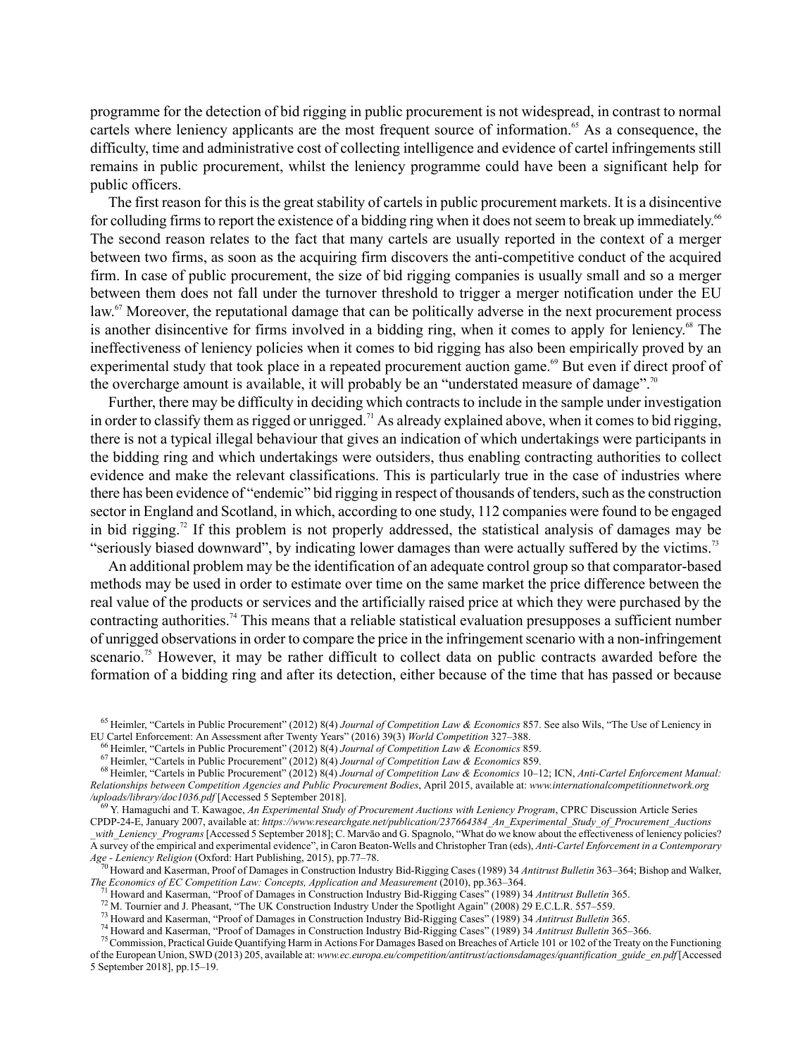programme for the detection of bid rigging in public procurement is not widespread, in contrast to normal cartels where leniency applicants are the most frequent source of information.[65] As a consequence, the difficulty, time and administrative cost of collecting intelligence and evidence of cartel infringements still remains in public procurement, whilst the leniency programme could have been a significant help for public officers.

The first reason for this is the great stability of cartels in public procurement markets. It is a disincentive for colluding firms to report the existence of a bidding ring when it does not seem to break up immediately.[66] The second reason relates to the fact that many cartels are usually reported in the context of a merger between two firms, as soon as the acquiring firm discovers the anti-competitive conduct of the acquired firm. In case of public procurement, the size of bid rigging companies is usually small and so a merger between them does not fall under the turnover threshold to trigger a merger notification under the EU law.[67] Moreover, the reputational damage that can be politically adverse in the next procurement process is another disincentive for firms involved in a bidding ring, when it comes to apply for leniency.[68] The ineffectiveness of leniency policies when it comes to bid rigging has also been empirically proved by an experimental study that took place in a repeated procurement auction game.[69] But even if direct proof of the overcharge amount is available, it will probably be an "understated measure of damage".[70]

Further, there may be difficulty in deciding which contracts to include in the sample under investigation in order to classify them as rigged or unrigged.[71] As already explained above, when it comes to bid rigging, there is not a typical illegal behaviour that gives an indication of which undertakings were participants in the bidding ring and which undertakings were outsiders, thus enabling contracting authorities to collect evidence and make the relevant classifications. This is particularly true in the case of industries where there has been evidence of "endemic" bid rigging in respect of thousands of tenders, such as the construction sector in England and Scotland, in which, according to one study, 112 companies were found to be engaged in bid rigging.[72] If this problem is not properly addressed, the statistical analysis of damages may be "seriously biased downward", by indicating lower damages than were actually suffered by the victims.[73]

An additional problem may be the identification of an adequate control group so that comparator-based methods may be used in order to estimate over time on the same market the price difference between the real value of the products or services and the artificially raised price at which they were purchased by the contracting authorities.[74] This means that a reliable statistical evaluation presupposes a sufficient number of unrigged observations in order to compare the price in the infringement scenario with a non-infringement scenario.[75] However, it may be rather difficult to collect data on public contracts awarded before the formation of a bidding ring and after its detection, either because of the time that has passed or because

[65] Heimler, "Cartels in Public Procurement" (2012) 8(4) *Journal of Competition Law & Economics* 857. See also Wils, "The Use of Leniency in EU Cartel Enforcement: An Assessment after Twenty Years" (2016) 39(3) *World Competition* 327–388.

[66] Heimler, "Cartels in Public Procurement" (2012) 8(4) *Journal of Competition Law & Economics* 859.

[67] Heimler, "Cartels in Public Procurement" (2012) 8(4) *Journal of Competition Law & Economics* 859.

[68] Heimler, "Cartels in Public Procurement" (2012) 8(4) *Journal of Competition Law & Economics* 10–12; ICN, *Anti-Cartel Enforcement Manual: Relationships between Competition Agencies and Public Procurement Bodies*, April 2015, available at: *www.internationalcompetitionnetwork.org/uploads/library/doc1036.pdf* [Accessed 5 September 2018].

[69] Y. Hamaguchi and T. Kawagoe, *An Experimental Study of Procurement Auctions with Leniency Program*, CPRC Discussion Article Series CPDP-24-E, January 2007, available at: *https://www.researchgate.net/publication/237664384_An_Experimental_Study_of_Procurement_Auctions_with_Leniency_Programs* [Accessed 5 September 2018]; C. Marvão and G. Spagnolo, "What do we know about the effectiveness of leniency policies? A survey of the empirical and experimental evidence", in Caron Beaton-Wells and Christopher Tran (eds), *Anti-Cartel Enforcement in a Contemporary Age - Leniency Religion* (Oxford: Hart Publishing, 2015), pp.77–78.

[70] Howard and Kaserman, Proof of Damages in Construction Industry Bid-Rigging Cases (1989) 34 *Antitrust Bulletin* 363–364; Bishop and Walker, *The Economics of EC Competition Law: Concepts, Application and Measurement* (2010), pp.363–364.

[71] Howard and Kaserman, "Proof of Damages in Construction Industry Bid-Rigging Cases" (1989) 34 *Antitrust Bulletin* 365.

[72] M. Tournier and J. Pheasant, "The UK Construction Industry Under the Spotlight Again" (2008) 29 E.C.L.R. 557–559.

[73] Howard and Kaserman, "Proof of Damages in Construction Industry Bid-Rigging Cases" (1989) 34 *Antitrust Bulletin* 365.

[74] Howard and Kaserman, "Proof of Damages in Construction Industry Bid-Rigging Cases" (1989) 34 *Antitrust Bulletin* 365–366.

[75] Commission, Practical Guide Quantifying Harm in Actions For Damages Based on Breaches of Article 101 or 102 of the Treaty on the Functioning of the European Union, SWD (2013) 205, available at: *www.ec.europa.eu/competition/antitrust/actionsdamages/quantification_guide_en.pdf* [Accessed 5 September 2018], pp.15–19.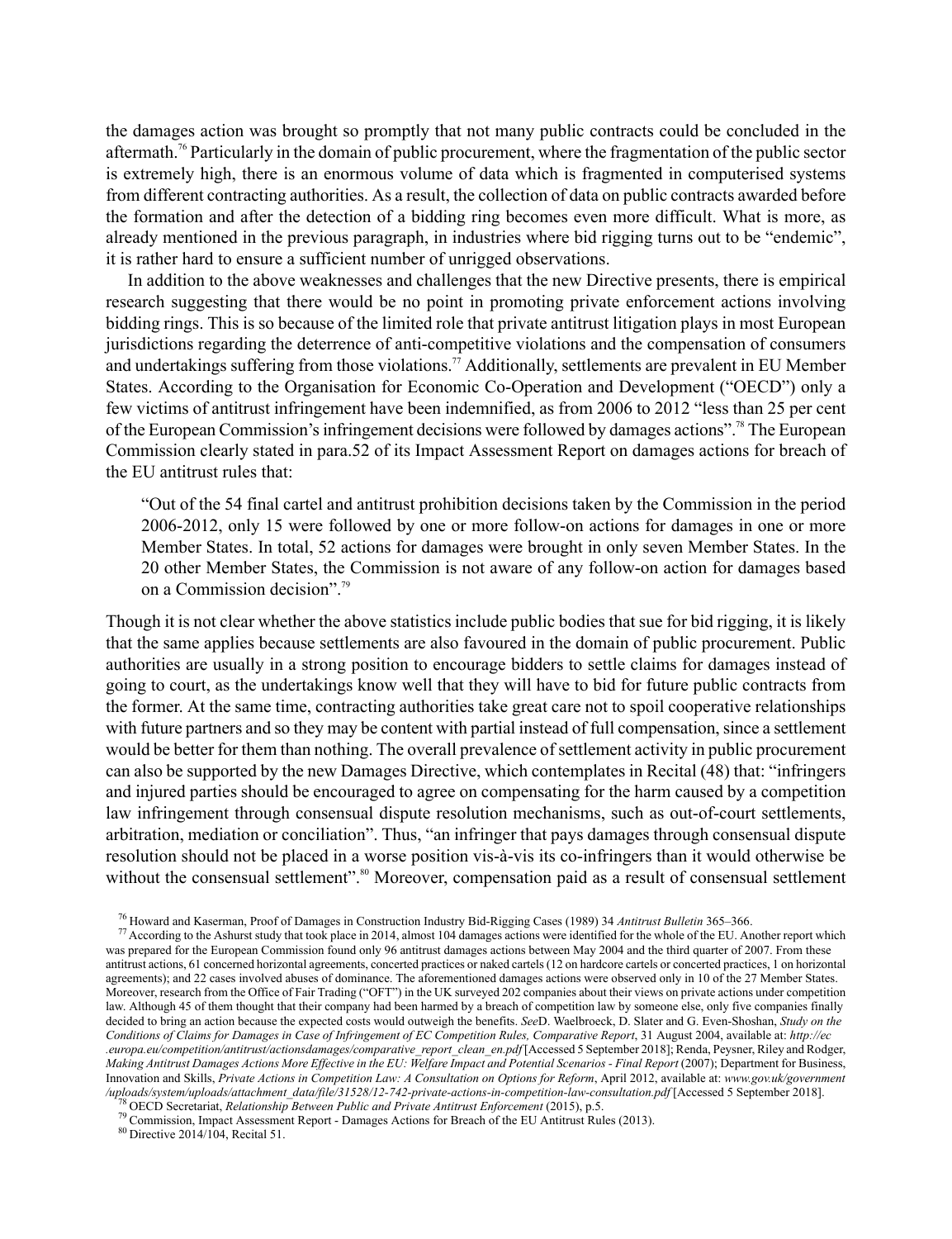the damages action was brought so promptly that not many public contracts could be concluded in the aftermath.[76] Particularly in the domain of public procurement, where the fragmentation of the public sector is extremely high, there is an enormous volume of data which is fragmented in computerised systems from different contracting authorities. As a result, the collection of data on public contracts awarded before the formation and after the detection of a bidding ring becomes even more difficult. What is more, as already mentioned in the previous paragraph, in industries where bid rigging turns out to be "endemic", it is rather hard to ensure a sufficient number of unrigged observations.

In addition to the above weaknesses and challenges that the new Directive presents, there is empirical research suggesting that there would be no point in promoting private enforcement actions involving bidding rings. This is so because of the limited role that private antitrust litigation plays in most European jurisdictions regarding the deterrence of anti-competitive violations and the compensation of consumers and undertakings suffering from those violations.[77] Additionally, settlements are prevalent in EU Member States. According to the Organisation for Economic Co-Operation and Development ("OECD") only a few victims of antitrust infringement have been indemnified, as from 2006 to 2012 "less than 25 per cent of the European Commission's infringement decisions were followed by damages actions".[78] The European Commission clearly stated in para.52 of its Impact Assessment Report on damages actions for breach of the EU antitrust rules that:

> "Out of the 54 final cartel and antitrust prohibition decisions taken by the Commission in the period 2006-2012, only 15 were followed by one or more follow-on actions for damages in one or more Member States. In total, 52 actions for damages were brought in only seven Member States. In the 20 other Member States, the Commission is not aware of any follow-on action for damages based on a Commission decision".[79]

Though it is not clear whether the above statistics include public bodies that sue for bid rigging, it is likely that the same applies because settlements are also favoured in the domain of public procurement. Public authorities are usually in a strong position to encourage bidders to settle claims for damages instead of going to court, as the undertakings know well that they will have to bid for future public contracts from the former. At the same time, contracting authorities take great care not to spoil cooperative relationships with future partners and so they may be content with partial instead of full compensation, since a settlement would be better for them than nothing. The overall prevalence of settlement activity in public procurement can also be supported by the new Damages Directive, which contemplates in Recital (48) that: "infringers and injured parties should be encouraged to agree on compensating for the harm caused by a competition law infringement through consensual dispute resolution mechanisms, such as out-of-court settlements, arbitration, mediation or conciliation". Thus, "an infringer that pays damages through consensual dispute resolution should not be placed in a worse position vis-à-vis its co-infringers than it would otherwise be without the consensual settlement".[80] Moreover, compensation paid as a result of consensual settlement

---

[76] Howard and Kaserman, Proof of Damages in Construction Industry Bid-Rigging Cases (1989) 34 *Antitrust Bulletin* 365–366.

[77] According to the Ashurst study that took place in 2014, almost 104 damages actions were identified for the whole of the EU. Another report which was prepared for the European Commission found only 96 antitrust damages actions between May 2004 and the third quarter of 2007. From these antitrust actions, 61 concerned horizontal agreements, concerted practices or naked cartels (12 on hardcore cartels or concerted practices, 1 on horizontal agreements); and 22 cases involved abuses of dominance. The aforementioned damages actions were observed only in 10 of the 27 Member States. Moreover, research from the Office of Fair Trading ("OFT") in the UK surveyed 202 companies about their views on private actions under competition law. Although 45 of them thought that their company had been harmed by a breach of competition law by someone else, only five companies finally decided to bring an action because the expected costs would outweigh the benefits. *See*D. Waelbroeck, D. Slater and G. Even-Shoshan, *Study on the Conditions of Claims for Damages in Case of Infringement of EC Competition Rules, Comparative Report*, 31 August 2004, available at: *http://ec.europa.eu/competition/antitrust/actionsdamages/comparative_report_clean_en.pdf* [Accessed 5 September 2018]; Renda, Peysner, Riley and Rodger, *Making Antitrust Damages Actions More Effective in the EU: Welfare Impact and Potential Scenarios - Final Report* (2007); Department for Business, Innovation and Skills, *Private Actions in Competition Law: A Consultation on Options for Reform*, April 2012, available at: *www.gov.uk/government/uploads/system/uploads/attachment_data/file/31528/12-742-private-actions-in-competition-law-consultation.pdf* [Accessed 5 September 2018].

[78] OECD Secretariat, *Relationship Between Public and Private Antitrust Enforcement* (2015), p.5.

[79] Commission, Impact Assessment Report - Damages Actions for Breach of the EU Antitrust Rules (2013).

[80] Directive 2014/104, Recital 51.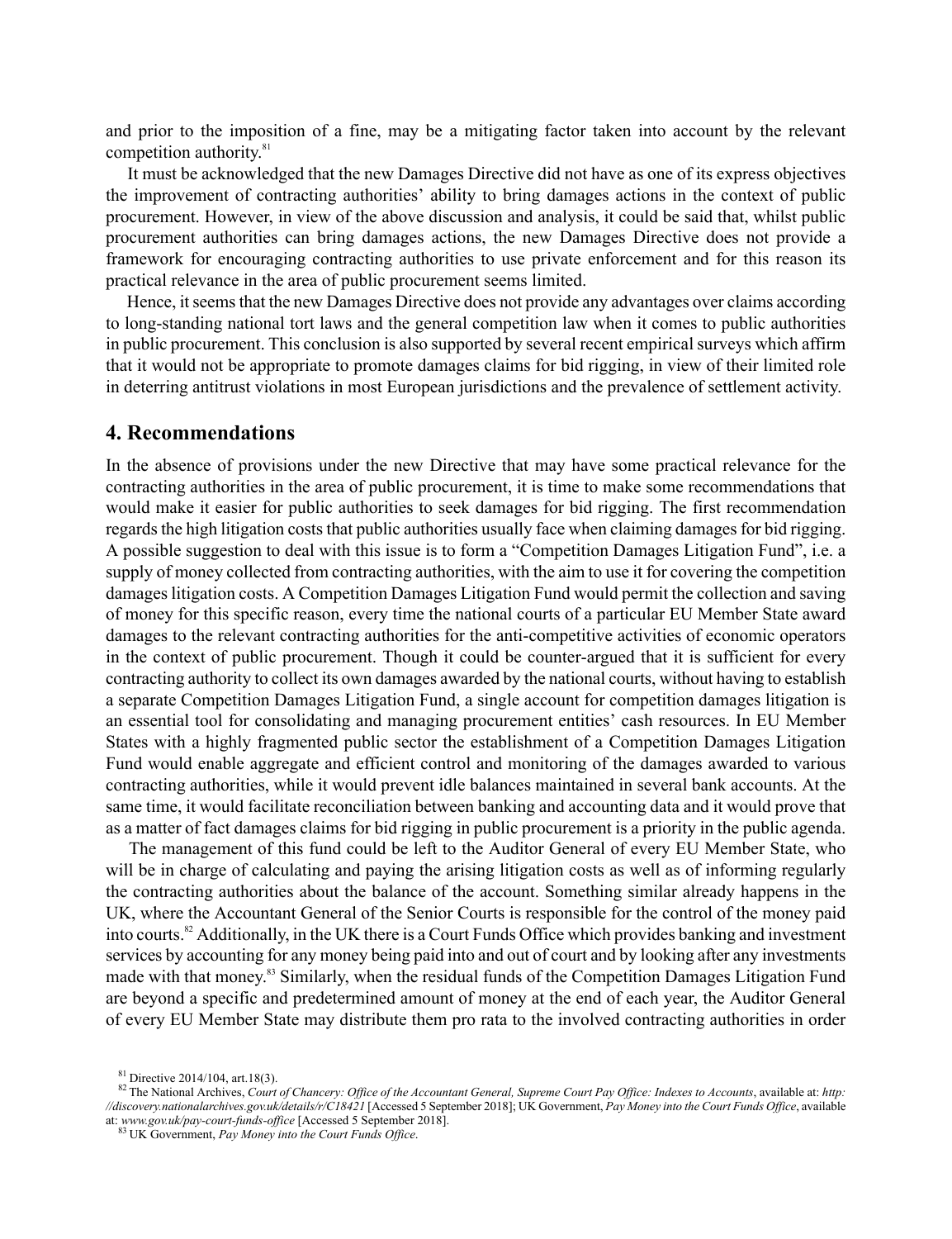and prior to the imposition of a fine, may be a mitigating factor taken into account by the relevant competition authority.[81]

It must be acknowledged that the new Damages Directive did not have as one of its express objectives the improvement of contracting authorities' ability to bring damages actions in the context of public procurement. However, in view of the above discussion and analysis, it could be said that, whilst public procurement authorities can bring damages actions, the new Damages Directive does not provide a framework for encouraging contracting authorities to use private enforcement and for this reason its practical relevance in the area of public procurement seems limited.

Hence, it seems that the new Damages Directive does not provide any advantages over claims according to long-standing national tort laws and the general competition law when it comes to public authorities in public procurement. This conclusion is also supported by several recent empirical surveys which affirm that it would not be appropriate to promote damages claims for bid rigging, in view of their limited role in deterring antitrust violations in most European jurisdictions and the prevalence of settlement activity.

## 4. Recommendations

In the absence of provisions under the new Directive that may have some practical relevance for the contracting authorities in the area of public procurement, it is time to make some recommendations that would make it easier for public authorities to seek damages for bid rigging. The first recommendation regards the high litigation costs that public authorities usually face when claiming damages for bid rigging. A possible suggestion to deal with this issue is to form a "Competition Damages Litigation Fund", i.e. a supply of money collected from contracting authorities, with the aim to use it for covering the competition damages litigation costs. A Competition Damages Litigation Fund would permit the collection and saving of money for this specific reason, every time the national courts of a particular EU Member State award damages to the relevant contracting authorities for the anti-competitive activities of economic operators in the context of public procurement. Though it could be counter-argued that it is sufficient for every contracting authority to collect its own damages awarded by the national courts, without having to establish a separate Competition Damages Litigation Fund, a single account for competition damages litigation is an essential tool for consolidating and managing procurement entities' cash resources. In EU Member States with a highly fragmented public sector the establishment of a Competition Damages Litigation Fund would enable aggregate and efficient control and monitoring of the damages awarded to various contracting authorities, while it would prevent idle balances maintained in several bank accounts. At the same time, it would facilitate reconciliation between banking and accounting data and it would prove that as a matter of fact damages claims for bid rigging in public procurement is a priority in the public agenda.

The management of this fund could be left to the Auditor General of every EU Member State, who will be in charge of calculating and paying the arising litigation costs as well as of informing regularly the contracting authorities about the balance of the account. Something similar already happens in the UK, where the Accountant General of the Senior Courts is responsible for the control of the money paid into courts.[82] Additionally, in the UK there is a Court Funds Office which provides banking and investment services by accounting for any money being paid into and out of court and by looking after any investments made with that money.[83] Similarly, when the residual funds of the Competition Damages Litigation Fund are beyond a specific and predetermined amount of money at the end of each year, the Auditor General of every EU Member State may distribute them pro rata to the involved contracting authorities in order

[81] Directive 2014/104, art.18(3).

[82] The National Archives, *Court of Chancery: Office of the Accountant General, Supreme Court Pay Office: Indexes to Accounts*, available at: *http://discovery.nationalarchives.gov.uk/details/r/C18421* [Accessed 5 September 2018]; UK Government, *Pay Money into the Court Funds Office*, available at: *www.gov.uk/pay-court-funds-office* [Accessed 5 September 2018].

[83] UK Government, *Pay Money into the Court Funds Office*.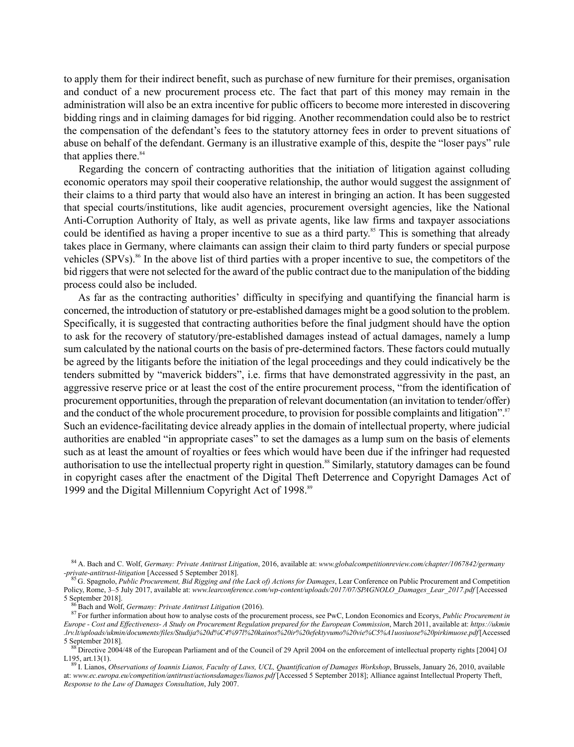to apply them for their indirect benefit, such as purchase of new furniture for their premises, organisation and conduct of a new procurement process etc. The fact that part of this money may remain in the administration will also be an extra incentive for public officers to become more interested in discovering bidding rings and in claiming damages for bid rigging. Another recommendation could also be to restrict the compensation of the defendant's fees to the statutory attorney fees in order to prevent situations of abuse on behalf of the defendant. Germany is an illustrative example of this, despite the "loser pays" rule that applies there.[84]

Regarding the concern of contracting authorities that the initiation of litigation against colluding economic operators may spoil their cooperative relationship, the author would suggest the assignment of their claims to a third party that would also have an interest in bringing an action. It has been suggested that special courts/institutions, like audit agencies, procurement oversight agencies, like the National Anti-Corruption Authority of Italy, as well as private agents, like law firms and taxpayer associations could be identified as having a proper incentive to sue as a third party.[85] This is something that already takes place in Germany, where claimants can assign their claim to third party funders or special purpose vehicles (SPVs).[86] In the above list of third parties with a proper incentive to sue, the competitors of the bid riggers that were not selected for the award of the public contract due to the manipulation of the bidding process could also be included.

As far as the contracting authorities' difficulty in specifying and quantifying the financial harm is concerned, the introduction of statutory or pre-established damages might be a good solution to the problem. Specifically, it is suggested that contracting authorities before the final judgment should have the option to ask for the recovery of statutory/pre-established damages instead of actual damages, namely a lump sum calculated by the national courts on the basis of pre-determined factors. These factors could mutually be agreed by the litigants before the initiation of the legal proceedings and they could indicatively be the tenders submitted by "maverick bidders", i.e. firms that have demonstrated aggressivity in the past, an aggressive reserve price or at least the cost of the entire procurement process, "from the identification of procurement opportunities, through the preparation of relevant documentation (an invitation to tender/offer) and the conduct of the whole procurement procedure, to provision for possible complaints and litigation".[87] Such an evidence-facilitating device already applies in the domain of intellectual property, where judicial authorities are enabled "in appropriate cases" to set the damages as a lump sum on the basis of elements such as at least the amount of royalties or fees which would have been due if the infringer had requested authorisation to use the intellectual property right in question.[88] Similarly, statutory damages can be found in copyright cases after the enactment of the Digital Theft Deterrence and Copyright Damages Act of 1999 and the Digital Millennium Copyright Act of 1998.[89]

---

[84] A. Bach and C. Wolf, *Germany: Private Antitrust Litigation*, 2016, available at: *www.globalcompetitionreview.com/chapter/1067842/germany-private-antitrust-litigation* [Accessed 5 September 2018].

[85] G. Spagnolo, *Public Procurement, Bid Rigging and (the Lack of) Actions for Damages*, Lear Conference on Public Procurement and Competition Policy, Rome, 3–5 July 2017, available at: *www.learconference.com/wp-content/uploads/2017/07/SPAGNOLO_Damages_Lear_2017.pdf* [Accessed 5 September 2018].

[86] Bach and Wolf, *Germany: Private Antitrust Litigation* (2016).

[87] For further information about how to analyse costs of the procurement process, see PwC, London Economics and Ecorys, *Public Procurement in Europe - Cost and Effectiveness- A Study on Procurement Regulation prepared for the European Commission*, March 2011, available at: *https://ukmin.lrv.lt/uploads/ukmin/documents/files/Studija%20d%C4%97l%20kainos%20ir%20efektyvumo%20vie%C5%A1uosiuose%20pirkimuose.pdf* [Accessed 5 September 2018].

[88] Directive 2004/48 of the European Parliament and of the Council of 29 April 2004 on the enforcement of intellectual property rights [2004] OJ L195, art.13(1).

[89] I. Lianos, *Observations of Ioannis Lianos, Faculty of Laws, UCL, Quantification of Damages Workshop*, Brussels, January 26, 2010, available at: *www.ec.europa.eu/competition/antitrust/actionsdamages/lianos.pdf* [Accessed 5 September 2018]; Alliance against Intellectual Property Theft, *Response to the Law of Damages Consultation*, July 2007.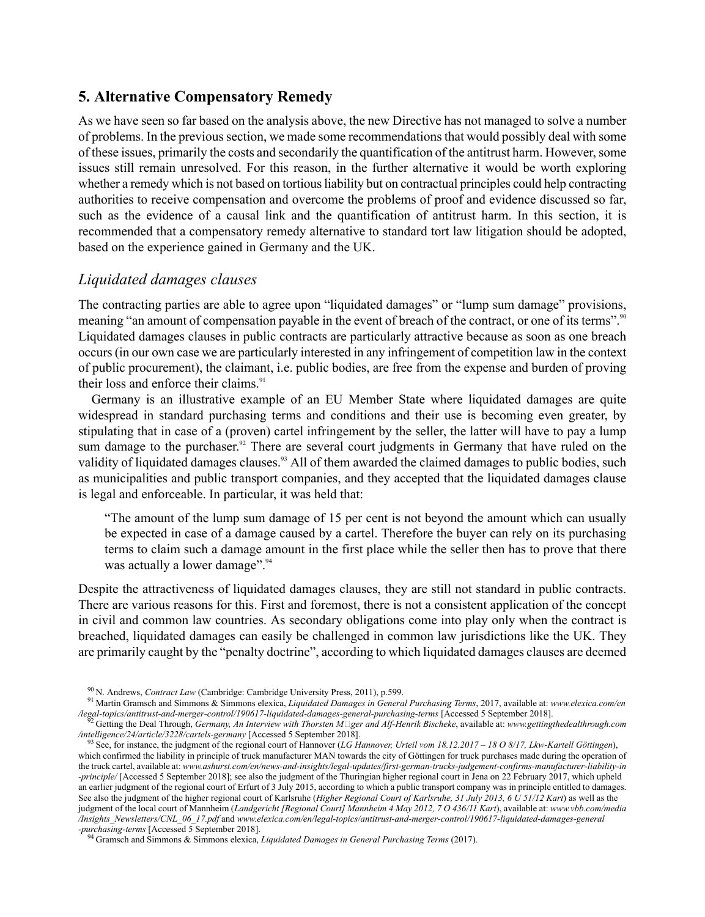## 5. Alternative Compensatory Remedy

As we have seen so far based on the analysis above, the new Directive has not managed to solve a number of problems. In the previous section, we made some recommendations that would possibly deal with some of these issues, primarily the costs and secondarily the quantification of the antitrust harm. However, some issues still remain unresolved. For this reason, in the further alternative it would be worth exploring whether a remedy which is not based on tortious liability but on contractual principles could help contracting authorities to receive compensation and overcome the problems of proof and evidence discussed so far, such as the evidence of a causal link and the quantification of antitrust harm. In this section, it is recommended that a compensatory remedy alternative to standard tort law litigation should be adopted, based on the experience gained in Germany and the UK.

### *Liquidated damages clauses*

The contracting parties are able to agree upon "liquidated damages" or "lump sum damage" provisions, meaning "an amount of compensation payable in the event of breach of the contract, or one of its terms".[90] Liquidated damages clauses in public contracts are particularly attractive because as soon as one breach occurs (in our own case we are particularly interested in any infringement of competition law in the context of public procurement), the claimant, i.e. public bodies, are free from the expense and burden of proving their loss and enforce their claims.[91]

Germany is an illustrative example of an EU Member State where liquidated damages are quite widespread in standard purchasing terms and conditions and their use is becoming even greater, by stipulating that in case of a (proven) cartel infringement by the seller, the latter will have to pay a lump sum damage to the purchaser.[92] There are several court judgments in Germany that have ruled on the validity of liquidated damages clauses.[93] All of them awarded the claimed damages to public bodies, such as municipalities and public transport companies, and they accepted that the liquidated damages clause is legal and enforceable. In particular, it was held that:

> "The amount of the lump sum damage of 15 per cent is not beyond the amount which can usually be expected in case of a damage caused by a cartel. Therefore the buyer can rely on its purchasing terms to claim such a damage amount in the first place while the seller then has to prove that there was actually a lower damage".[94]

Despite the attractiveness of liquidated damages clauses, they are still not standard in public contracts. There are various reasons for this. First and foremost, there is not a consistent application of the concept in civil and common law countries. As secondary obligations come into play only when the contract is breached, liquidated damages can easily be challenged in common law jurisdictions like the UK. They are primarily caught by the "penalty doctrine", according to which liquidated damages clauses are deemed

[90] N. Andrews, *Contract Law* (Cambridge: Cambridge University Press, 2011), p.599.

[91] Martin Gramsch and Simmons & Simmons elexica, *Liquidated Damages in General Purchasing Terms*, 2017, available at: *www.elexica.com/en/legal-topics/antitrust-and-merger-control/190617-liquidated-damages-general-purchasing-terms* [Accessed 5 September 2018].

[92] Getting the Deal Through, *Germany, An Interview with Thorsten M□ger and Alf-Henrik Bischeke*, available at: *www.gettingthedealthrough.com/intelligence/24/article/3228/cartels-germany* [Accessed 5 September 2018].

[93] See, for instance, the judgment of the regional court of Hannover (*LG Hannover, Urteil vom 18.12.2017 – 18 O 8/17, Lkw-Kartell Göttingen*), which confirmed the liability in principle of truck manufacturer MAN towards the city of Göttingen for truck purchases made during the operation of the truck cartel, available at: *www.ashurst.com/en/news-and-insights/legal-updates/first-german-trucks-judgement-confirms-manufacturer-liability-in-principle/* [Accessed 5 September 2018]; see also the judgment of the Thuringian higher regional court in Jena on 22 February 2017, which upheld an earlier judgment of the regional court of Erfurt of 3 July 2015, according to which a public transport company was in principle entitled to damages. See also the judgment of the higher regional court of Karlsruhe (*Higher Regional Court of Karlsruhe, 31 July 2013, 6 U 51/12 Kart*) as well as the judgment of the local court of Mannheim (*Landgericht [Regional Court] Mannheim 4 May 2012, 7 O 436/11 Kart*), available at: *www.vbb.com/media/Insights_Newsletters/CNL_06_17.pdf* and *www.elexica.com/en/legal-topics/antitrust-and-merger-control/190617-liquidated-damages-general-purchasing-terms* [Accessed 5 September 2018].

[94] Gramsch and Simmons & Simmons elexica, *Liquidated Damages in General Purchasing Terms* (2017).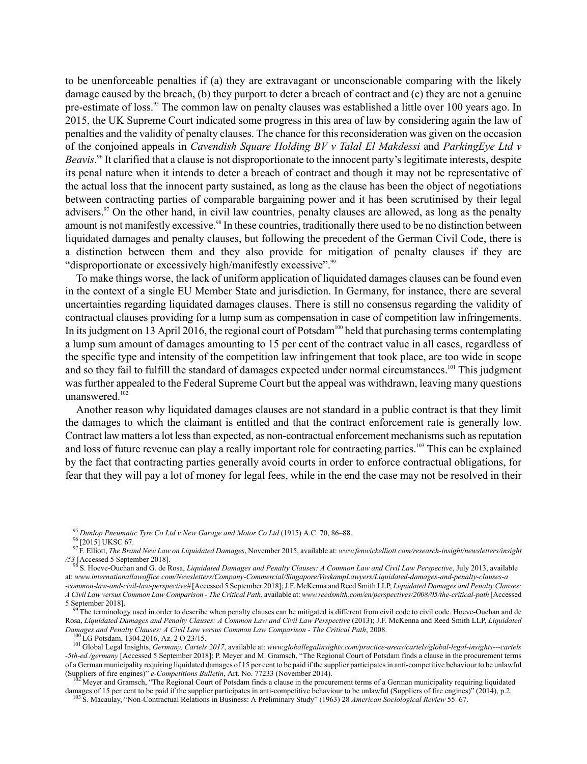to be unenforceable penalties if (a) they are extravagant or unconscionable comparing with the likely damage caused by the breach, (b) they purport to deter a breach of contract and (c) they are not a genuine pre-estimate of loss.[95] The common law on penalty clauses was established a little over 100 years ago. In 2015, the UK Supreme Court indicated some progress in this area of law by considering again the law of penalties and the validity of penalty clauses. The chance for this reconsideration was given on the occasion of the conjoined appeals in *Cavendish Square Holding BV v Talal El Makdessi* and *ParkingEye Ltd v Beavis*.[96] It clarified that a clause is not disproportionate to the innocent party's legitimate interests, despite its penal nature when it intends to deter a breach of contract and though it may not be representative of the actual loss that the innocent party sustained, as long as the clause has been the object of negotiations between contracting parties of comparable bargaining power and it has been scrutinised by their legal advisers.[97] On the other hand, in civil law countries, penalty clauses are allowed, as long as the penalty amount is not manifestly excessive.[98] In these countries, traditionally there used to be no distinction between liquidated damages and penalty clauses, but following the precedent of the German Civil Code, there is a distinction between them and they also provide for mitigation of penalty clauses if they are "disproportionate or excessively high/manifestly excessive".[99]

To make things worse, the lack of uniform application of liquidated damages clauses can be found even in the context of a single EU Member State and jurisdiction. In Germany, for instance, there are several uncertainties regarding liquidated damages clauses. There is still no consensus regarding the validity of contractual clauses providing for a lump sum as compensation in case of competition law infringements. In its judgment on 13 April 2016, the regional court of Potsdam[100] held that purchasing terms contemplating a lump sum amount of damages amounting to 15 per cent of the contract value in all cases, regardless of the specific type and intensity of the competition law infringement that took place, are too wide in scope and so they fail to fulfill the standard of damages expected under normal circumstances.[101] This judgment was further appealed to the Federal Supreme Court but the appeal was withdrawn, leaving many questions unanswered.[102]

Another reason why liquidated damages clauses are not standard in a public contract is that they limit the damages to which the claimant is entitled and that the contract enforcement rate is generally low. Contract law matters a lot less than expected, as non-contractual enforcement mechanisms such as reputation and loss of future revenue can play a really important role for contracting parties.[103] This can be explained by the fact that contracting parties generally avoid courts in order to enforce contractual obligations, for fear that they will pay a lot of money for legal fees, while in the end the case may not be resolved in their

---

[95] *Dunlop Pneumatic Tyre Co Ltd v New Garage and Motor Co Ltd* (1915) A.C. 70, 86–88.

[96] [2015] UKSC 67.

[97] F. Elliott, *The Brand New Law on Liquidated Damages*, November 2015, available at: *www.fenwickelliott.com/research-insight/newsletters/insight/53* [Accessed 5 September 2018].

[98] S. Hoeve-Ouchan and G. de Rosa, *Liquidated Damages and Penalty Clauses: A Common Law and Civil Law Perspective*, July 2013, available at: *www.internationallawoffice.com/Newsletters/Company-Commercial/Singapore/VoskampLawyers/Liquidated-damages-and-penalty-clauses-a-common-law-and-civil-law-perspective#* [Accessed 5 September 2018]; J.F. McKenna and Reed Smith LLP, *Liquidated Damages and Penalty Clauses: A Civil Law versus Common Law Comparison - The Critical Path*, available at: *www.reedsmith.com/en/perspectives/2008/05/the-critical-path* [Accessed 5 September 2018].

[99] The terminology used in order to describe when penalty clauses can be mitigated is different from civil code to civil code. Hoeve-Ouchan and de Rosa, *Liquidated Damages and Penalty Clauses: A Common Law and Civil Law Perspective* (2013); J.F. McKenna and Reed Smith LLP, *Liquidated Damages and Penalty Clauses: A Civil Law versus Common Law Comparison - The Critical Path*, 2008.

[100] LG Potsdam, 1304.2016, Az. 2 O 23/15.

[101] Global Legal Insights, *Germany, Cartels 2017*, available at: *www.globallegalinsights.com/practice-areas/cartels/global-legal-insights---cartels-5th-ed./germany* [Accessed 5 September 2018]; P. Meyer and M. Gramsch, "The Regional Court of Potsdam finds a clause in the procurement terms of a German municipality requiring liquidated damages of 15 per cent to be paid if the supplier participates in anti-competitive behaviour to be unlawful (Suppliers of fire engines)" *e-Competitions Bulletin*, Art. No. 77233 (November 2014).

[102] Meyer and Gramsch, "The Regional Court of Potsdam finds a clause in the procurement terms of a German municipality requiring liquidated damages of 15 per cent to be paid if the supplier participates in anti-competitive behaviour to be unlawful (Suppliers of fire engines)" (2014), p.2.

[103] S. Macaulay, "Non-Contractual Relations in Business: A Preliminary Study" (1963) 28 *American Sociological Review* 55–67.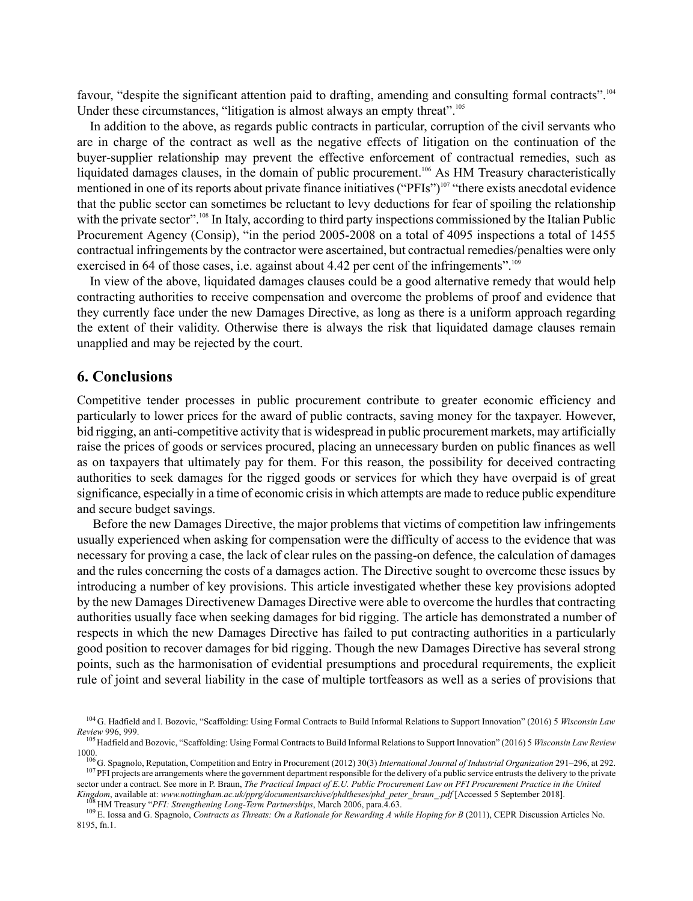favour, "despite the significant attention paid to drafting, amending and consulting formal contracts".[104] Under these circumstances, "litigation is almost always an empty threat".[105]

In addition to the above, as regards public contracts in particular, corruption of the civil servants who are in charge of the contract as well as the negative effects of litigation on the continuation of the buyer-supplier relationship may prevent the effective enforcement of contractual remedies, such as liquidated damages clauses, in the domain of public procurement.[106] As HM Treasury characteristically mentioned in one of its reports about private finance initiatives ("PFIs")[107] "there exists anecdotal evidence that the public sector can sometimes be reluctant to levy deductions for fear of spoiling the relationship with the private sector".[108] In Italy, according to third party inspections commissioned by the Italian Public Procurement Agency (Consip), "in the period 2005-2008 on a total of 4095 inspections a total of 1455 contractual infringements by the contractor were ascertained, but contractual remedies/penalties were only exercised in 64 of those cases, i.e. against about 4.42 per cent of the infringements".[109]

In view of the above, liquidated damages clauses could be a good alternative remedy that would help contracting authorities to receive compensation and overcome the problems of proof and evidence that they currently face under the new Damages Directive, as long as there is a uniform approach regarding the extent of their validity. Otherwise there is always the risk that liquidated damage clauses remain unapplied and may be rejected by the court.

## 6. Conclusions

Competitive tender processes in public procurement contribute to greater economic efficiency and particularly to lower prices for the award of public contracts, saving money for the taxpayer. However, bid rigging, an anti-competitive activity that is widespread in public procurement markets, may artificially raise the prices of goods or services procured, placing an unnecessary burden on public finances as well as on taxpayers that ultimately pay for them. For this reason, the possibility for deceived contracting authorities to seek damages for the rigged goods or services for which they have overpaid is of great significance, especially in a time of economic crisis in which attempts are made to reduce public expenditure and secure budget savings.

Before the new Damages Directive, the major problems that victims of competition law infringements usually experienced when asking for compensation were the difficulty of access to the evidence that was necessary for proving a case, the lack of clear rules on the passing-on defence, the calculation of damages and the rules concerning the costs of a damages action. The Directive sought to overcome these issues by introducing a number of key provisions. This article investigated whether these key provisions adopted by the new Damages Directivenew Damages Directive were able to overcome the hurdles that contracting authorities usually face when seeking damages for bid rigging. The article has demonstrated a number of respects in which the new Damages Directive has failed to put contracting authorities in a particularly good position to recover damages for bid rigging. Though the new Damages Directive has several strong points, such as the harmonisation of evidential presumptions and procedural requirements, the explicit rule of joint and several liability in the case of multiple tortfeasors as well as a series of provisions that

---

[104] G. Hadfield and I. Bozovic, "Scaffolding: Using Formal Contracts to Build Informal Relations to Support Innovation" (2016) 5 *Wisconsin Law Review* 996, 999.

[105] Hadfield and Bozovic, "Scaffolding: Using Formal Contracts to Build Informal Relations to Support Innovation" (2016) 5 *Wisconsin Law Review* 1000.

[106] G. Spagnolo, Reputation, Competition and Entry in Procurement (2012) 30(3) *International Journal of Industrial Organization* 291–296, at 292.

[107] PFI projects are arrangements where the government department responsible for the delivery of a public service entrusts the delivery to the private sector under a contract. See more in P. Braun, *The Practical Impact of E.U. Public Procurement Law on PFI Procurement Practice in the United Kingdom*, available at: *www.nottingham.ac.uk/pprg/documentsarchive/phdtheses/phd_peter_braun_.pdf* [Accessed 5 September 2018].

[108] HM Treasury "*PFI: Strengthening Long-Term Partnerships*, March 2006, para.4.63.

[109] E. Iossa and G. Spagnolo, *Contracts as Threats: On a Rationale for Rewarding A while Hoping for B* (2011), CEPR Discussion Articles No. 8195, fn.1.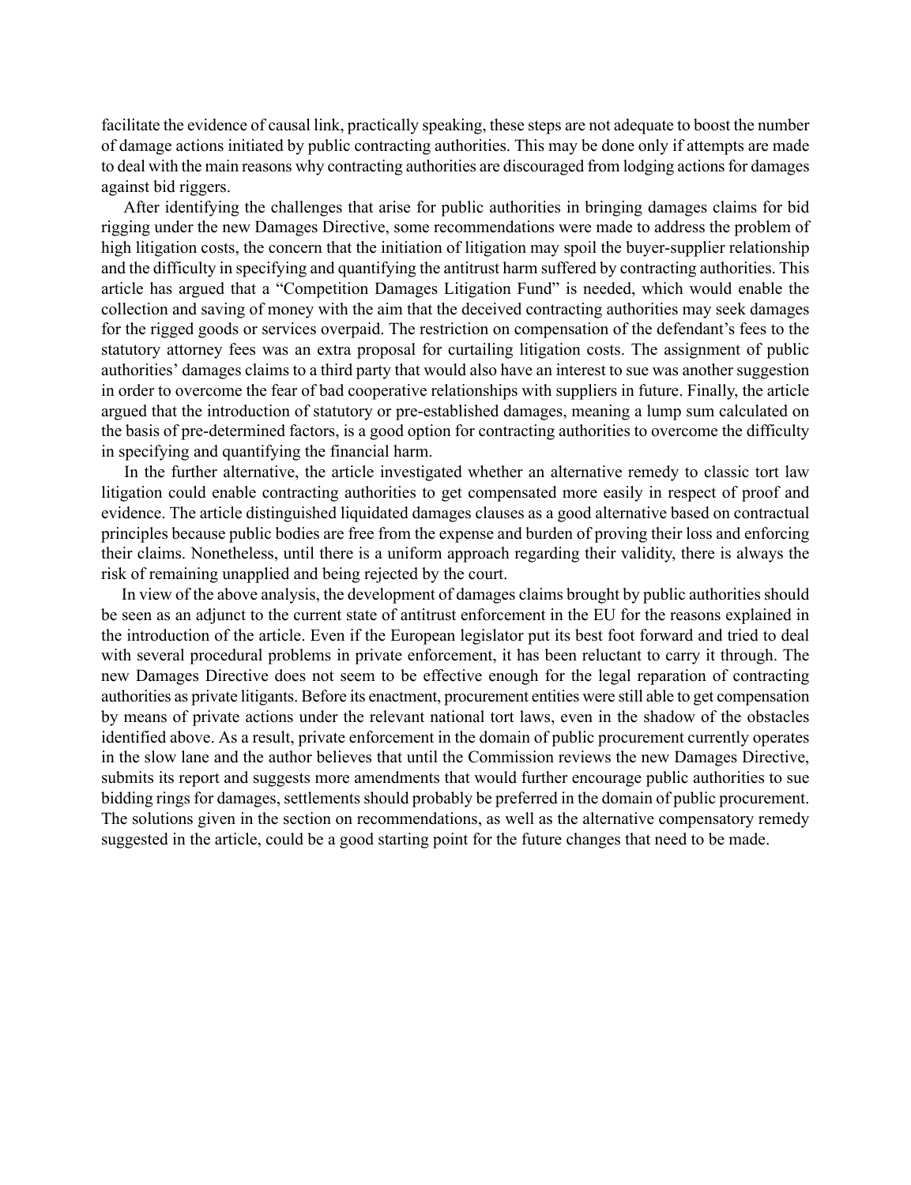facilitate the evidence of causal link, practically speaking, these steps are not adequate to boost the number of damage actions initiated by public contracting authorities. This may be done only if attempts are made to deal with the main reasons why contracting authorities are discouraged from lodging actions for damages against bid riggers.

After identifying the challenges that arise for public authorities in bringing damages claims for bid rigging under the new Damages Directive, some recommendations were made to address the problem of high litigation costs, the concern that the initiation of litigation may spoil the buyer-supplier relationship and the difficulty in specifying and quantifying the antitrust harm suffered by contracting authorities. This article has argued that a "Competition Damages Litigation Fund" is needed, which would enable the collection and saving of money with the aim that the deceived contracting authorities may seek damages for the rigged goods or services overpaid. The restriction on compensation of the defendant's fees to the statutory attorney fees was an extra proposal for curtailing litigation costs. The assignment of public authorities' damages claims to a third party that would also have an interest to sue was another suggestion in order to overcome the fear of bad cooperative relationships with suppliers in future. Finally, the article argued that the introduction of statutory or pre-established damages, meaning a lump sum calculated on the basis of pre-determined factors, is a good option for contracting authorities to overcome the difficulty in specifying and quantifying the financial harm.

In the further alternative, the article investigated whether an alternative remedy to classic tort law litigation could enable contracting authorities to get compensated more easily in respect of proof and evidence. The article distinguished liquidated damages clauses as a good alternative based on contractual principles because public bodies are free from the expense and burden of proving their loss and enforcing their claims. Nonetheless, until there is a uniform approach regarding their validity, there is always the risk of remaining unapplied and being rejected by the court.

In view of the above analysis, the development of damages claims brought by public authorities should be seen as an adjunct to the current state of antitrust enforcement in the EU for the reasons explained in the introduction of the article. Even if the European legislator put its best foot forward and tried to deal with several procedural problems in private enforcement, it has been reluctant to carry it through. The new Damages Directive does not seem to be effective enough for the legal reparation of contracting authorities as private litigants. Before its enactment, procurement entities were still able to get compensation by means of private actions under the relevant national tort laws, even in the shadow of the obstacles identified above. As a result, private enforcement in the domain of public procurement currently operates in the slow lane and the author believes that until the Commission reviews the new Damages Directive, submits its report and suggests more amendments that would further encourage public authorities to sue bidding rings for damages, settlements should probably be preferred in the domain of public procurement. The solutions given in the section on recommendations, as well as the alternative compensatory remedy suggested in the article, could be a good starting point for the future changes that need to be made.